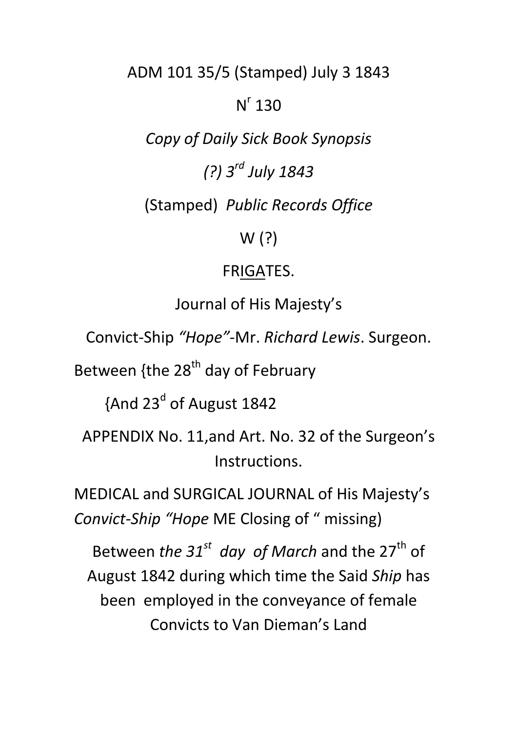ADM 101 35/5 (Stamped) July 3 1843

N[r] 130

*Copy of Daily Sick Book Synopsis*

*(?) 3[rd] July 1843*

(Stamped) *Public Records Office*

W (?)

FR<u>IGA</u>TES.

Journal of His Majesty's

Convict-Ship *"Hope"*-Mr. *Richard Lewis*. Surgeon.

Between {the 28[th] day of February

{And 23[d] of August 1842

APPENDIX No. 11,and Art. No. 32 of the Surgeon's Instructions.

MEDICAL and SURGICAL JOURNAL of His Majesty's *Convict-Ship "Hope* ME Closing of " missing)

Between *the 31[st] day of March* and the 27[th] of August 1842 during which time the Said *Ship* has been employed in the conveyance of female Convicts to Van Dieman's Land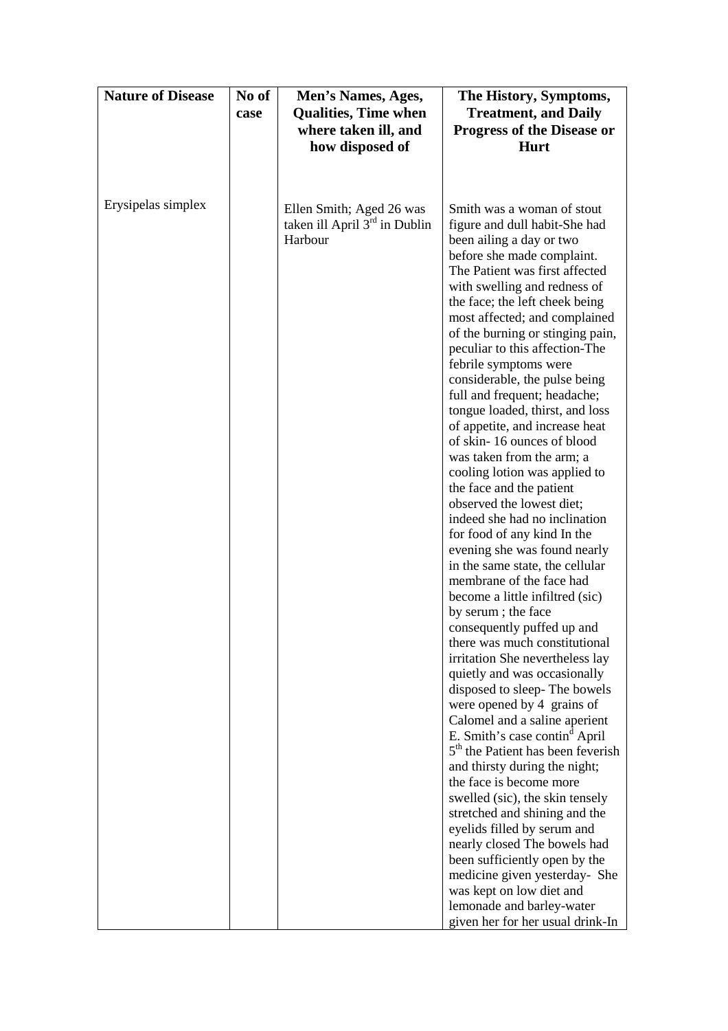| Nature of Disease | No of case | Men's Names, Ages, Qualities, Time when where taken ill, and how disposed of | The History, Symptoms, Treatment, and Daily Progress of the Disease or Hurt |
|---|---|---|---|
| Erysipelas simplex | | Ellen Smith; Aged 26 was taken ill April 3rd in Dublin Harbour | Smith was a woman of stout figure and dull habit-She had been ailing a day or two before she made complaint. The Patient was first affected with swelling and redness of the face; the left cheek being most affected; and complained of the burning or stinging pain, peculiar to this affection-The febrile symptoms were considerable, the pulse being full and frequent; headache; tongue loaded, thirst, and loss of appetite, and increase heat of skin- 16 ounces of blood was taken from the arm; a cooling lotion was applied to the face and the patient observed the lowest diet; indeed she had no inclination for food of any kind In the evening she was found nearly in the same state, the cellular membrane of the face had become a little infiltred (sic) by serum ; the face consequently puffed up and there was much constitutional irritation She nevertheless lay quietly and was occasionally disposed to sleep- The bowels were opened by 4 grains of Calomel and a saline aperient E. Smith's case contin[d] April 5th the Patient has been feverish and thirsty during the night; the face is become more swelled (sic), the skin tensely stretched and shining and the eyelids filled by serum and nearly closed The bowels had been sufficiently open by the medicine given yesterday- She was kept on low diet and lemonade and barley-water given her for her usual drink-In |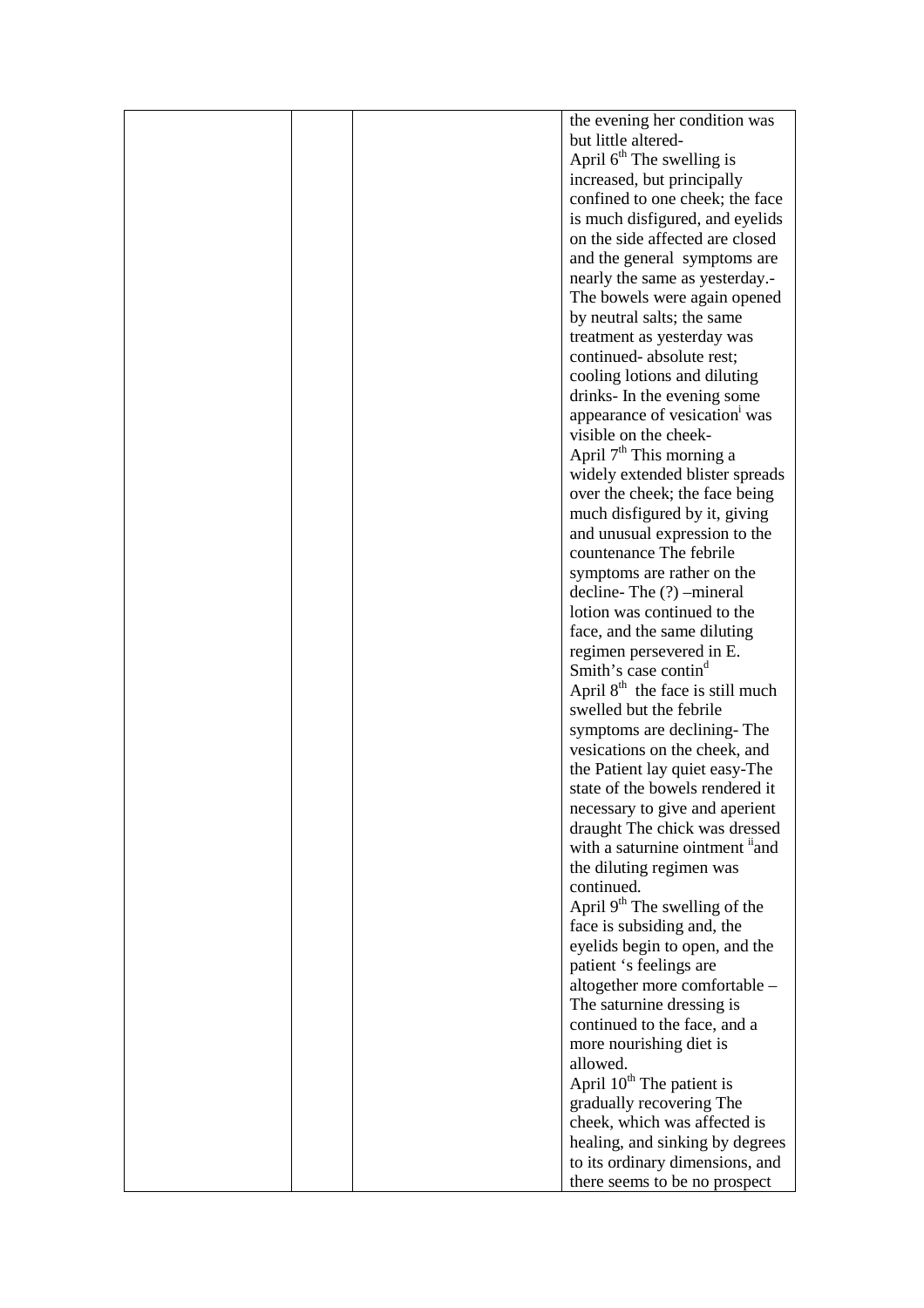| | | | the evening her condition was but little altered- April 6th The swelling is increased, but principally confined to one cheek; the face is much disfigured, and eyelids on the side affected are closed and the general symptoms are nearly the same as yesterday.- The bowels were again opened by neutral salts; the same treatment as yesterday was continued- absolute rest; cooling lotions and diluting drinks- In the evening some appearance of vesication[i] was visible on the cheek- April 7th This morning a widely extended blister spreads over the cheek; the face being much disfigured by it, giving and unusual expression to the countenance The febrile symptoms are rather on the decline- The (?) –mineral lotion was continued to the face, and the same diluting regimen persevered in E. Smith's case contin[d] April 8th the face is still much swelled but the febrile symptoms are declining- The vesications on the cheek, and the Patient lay quiet easy-The state of the bowels rendered it necessary to give and aperient draught The chick was dressed with a saturnine ointment [ii]and the diluting regimen was continued. April 9th The swelling of the face is subsiding and, the eyelids begin to open, and the patient 's feelings are altogether more comfortable – The saturnine dressing is continued to the face, and a more nourishing diet is allowed. April 10th The patient is gradually recovering The cheek, which was affected is healing, and sinking by degrees to its ordinary dimensions, and there seems to be no prospect |
|---|---|---|---|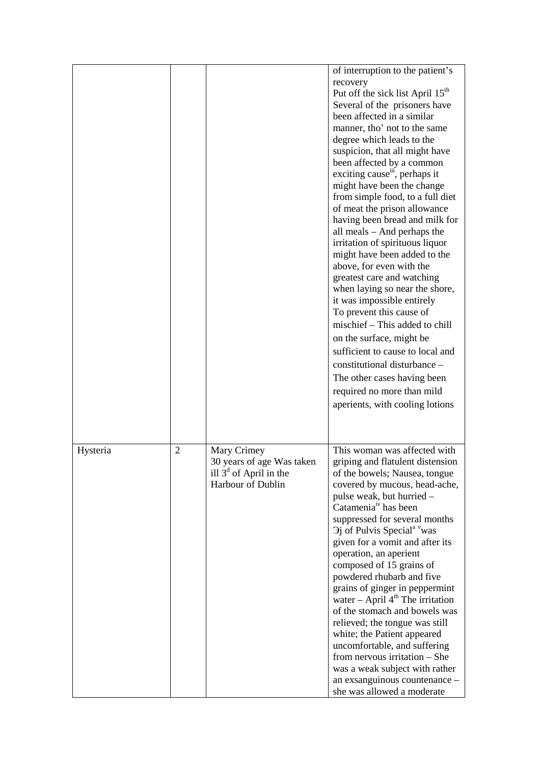|  |  |  |  |
|---|---|---|---|
|  |  |  | of interruption to the patient's recovery<br>Put off the sick list April 15th<br>Several of the prisoners have been affected in a similar manner, tho' not to the same degree which leads to the suspicion, that all might have been affected by a common exciting cause[iii], perhaps it might have been the change from simple food, to a full diet of meat the prison allowance having been bread and milk for all meals – And perhaps the irritation of spirituous liquor might have been added to the above, for even with the greatest care and watching when laying so near the shore, it was impossible entirely To prevent this cause of mischief – This added to chill on the surface, might be sufficient to cause to local and constitutional disturbance – The other cases having been required no more than mild aperients, with cooling lotions |
| Hysteria | 2 | Mary Crimey<br>30 years of age Was taken ill 3d of April in the Harbour of Dublin | This woman was affected with griping and flatulent distension of the bowels; Nausea, tongue covered by mucous, head-ache, pulse weak, but hurried – Catamenia[iv] has been suppressed for several months Ʒj of Pulvis Speciala [v]was given for a vomit and after its operation, an aperient composed of 15 grains of powdered rhubarb and five grains of ginger in peppermint water – April 4th The irritation of the stomach and bowels was relieved; the tongue was still white; the Patient appeared uncomfortable, and suffering from nervous irritation – She was a weak subject with rather an exsanguinous countenance – she was allowed a moderate |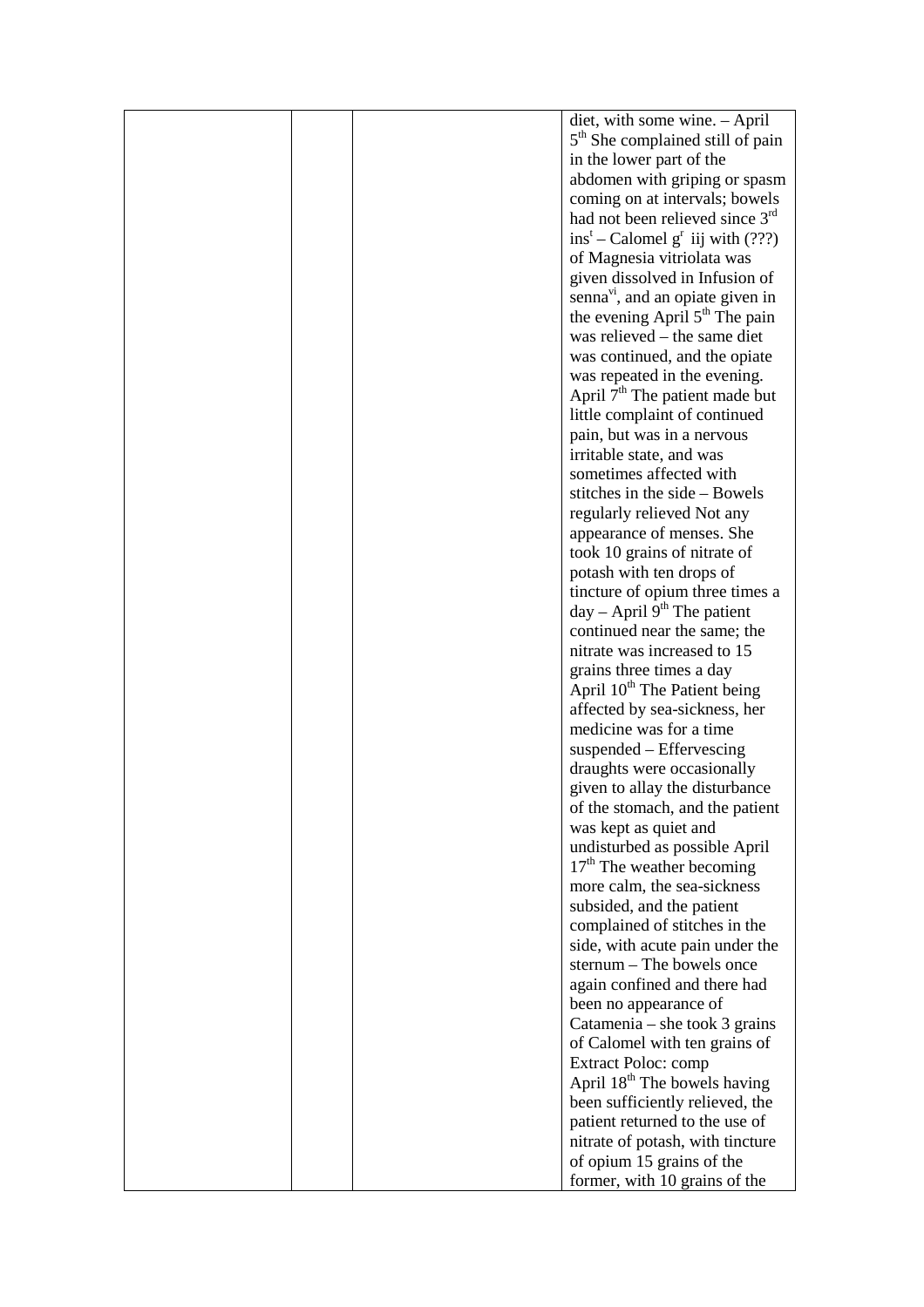|  |  |  | diet, with some wine. – April 5th She complained still of pain in the lower part of the abdomen with griping or spasm coming on at intervals; bowels had not been relieved since 3rd inst – Calomel gr iij with (???) of Magnesia vitriolata was given dissolved in Infusion of senna[vi], and an opiate given in the evening April 5th The pain was relieved – the same diet was continued, and the opiate was repeated in the evening. April 7th The patient made but little complaint of continued pain, but was in a nervous irritable state, and was sometimes affected with stitches in the side – Bowels regularly relieved Not any appearance of menses. She took 10 grains of nitrate of potash with ten drops of tincture of opium three times a day – April 9th The patient continued near the same; the nitrate was increased to 15 grains three times a day April 10th The Patient being affected by sea-sickness, her medicine was for a time suspended – Effervescing draughts were occasionally given to allay the disturbance of the stomach, and the patient was kept as quiet and undisturbed as possible April 17th The weather becoming more calm, the sea-sickness subsided, and the patient complained of stitches in the side, with acute pain under the sternum – The bowels once again confined and there had been no appearance of Catamenia – she took 3 grains of Calomel with ten grains of Extract Poloc: comp April 18th The bowels having been sufficiently relieved, the patient returned to the use of nitrate of potash, with tincture of opium 15 grains of the former, with 10 grains of the |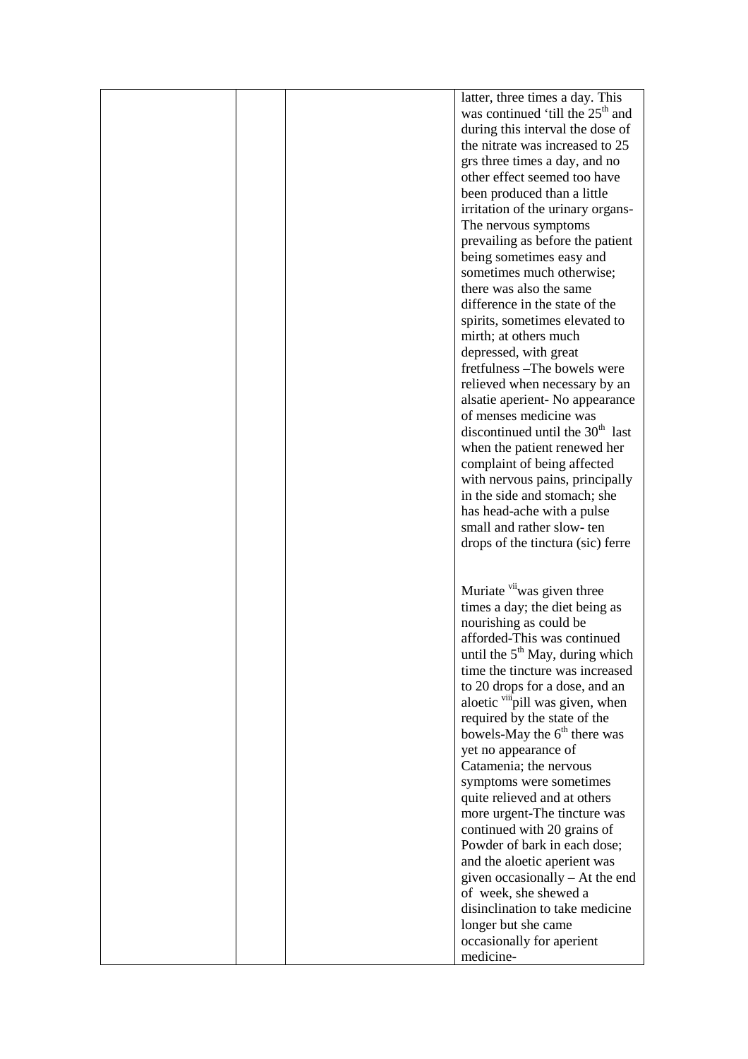| | | | |
|---|---|---|---|
| | | | latter, three times a day. This was continued 'till the 25th and during this interval the dose of the nitrate was increased to 25 grs three times a day, and no other effect seemed too have been produced than a little irritation of the urinary organs- The nervous symptoms prevailing as before the patient being sometimes easy and sometimes much otherwise; there was also the same difference in the state of the spirits, sometimes elevated to mirth; at others much depressed, with great fretfulness –The bowels were relieved when necessary by an alsatie aperient- No appearance of menses medicine was discontinued until the 30th last when the patient renewed her complaint of being affected with nervous pains, principally in the side and stomach; she has head-ache with a pulse small and rather slow- ten drops of the tinctura (sic) ferre<br><br>Muriate [vii] was given three times a day; the diet being as nourishing as could be afforded-This was continued until the 5th May, during which time the tincture was increased to 20 drops for a dose, and an aloetic [viii] pill was given, when required by the state of the bowels-May the 6th there was yet no appearance of Catamenia; the nervous symptoms were sometimes quite relieved and at others more urgent-The tincture was continued with 20 grains of Powder of bark in each dose; and the aloetic aperient was given occasionally – At the end of week, she shewed a disinclination to take medicine longer but she came occasionally for aperient medicine- |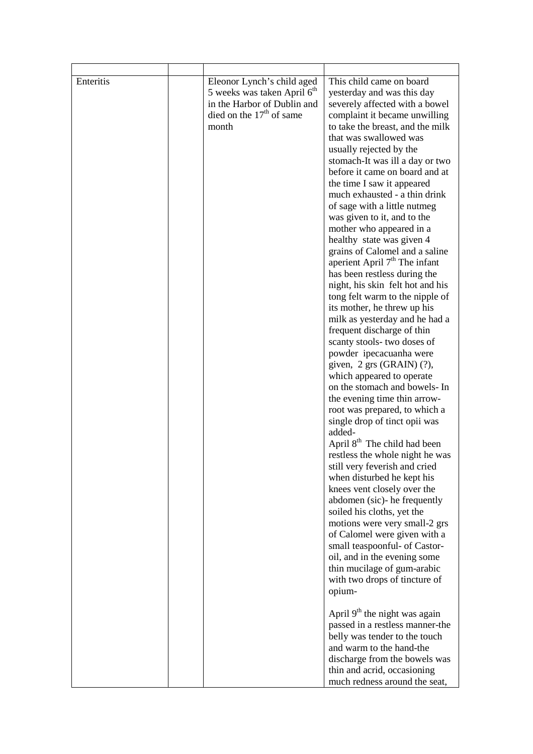|  |  |  |  |
|---|---|---|---|
| Enteritis |  | Eleonor Lynch's child aged 5 weeks was taken April 6th in the Harbor of Dublin and died on the 17th of same month | This child came on board yesterday and was this day severely affected with a bowel complaint it became unwilling to take the breast, and the milk that was swallowed was usually rejected by the stomach-It was ill a day or two before it came on board and at the time I saw it appeared much exhausted - a thin drink of sage with a little nutmeg was given to it, and to the mother who appeared in a healthy state was given 4 grains of Calomel and a saline aperient April 7th The infant has been restless during the night, his skin felt hot and his tong felt warm to the nipple of its mother, he threw up his milk as yesterday and he had a frequent discharge of thin scanty stools- two doses of powder ipecacuanha were given, 2 grs (GRAIN) (?), which appeared to operate on the stomach and bowels- In the evening time thin arrow-root was prepared, to which a single drop of tinct opii was added- April 8th The child had been restless the whole night he was still very feverish and cried when disturbed he kept his knees vent closely over the abdomen (sic)- he frequently soiled his cloths, yet the motions were very small-2 grs of Calomel were given with a small teaspoonful- of Castor-oil, and in the evening some thin mucilage of gum-arabic with two drops of tincture of opium- April 9th the night was again passed in a restless manner-the belly was tender to the touch and warm to the hand-the discharge from the bowels was thin and acrid, occasioning much redness around the seat, |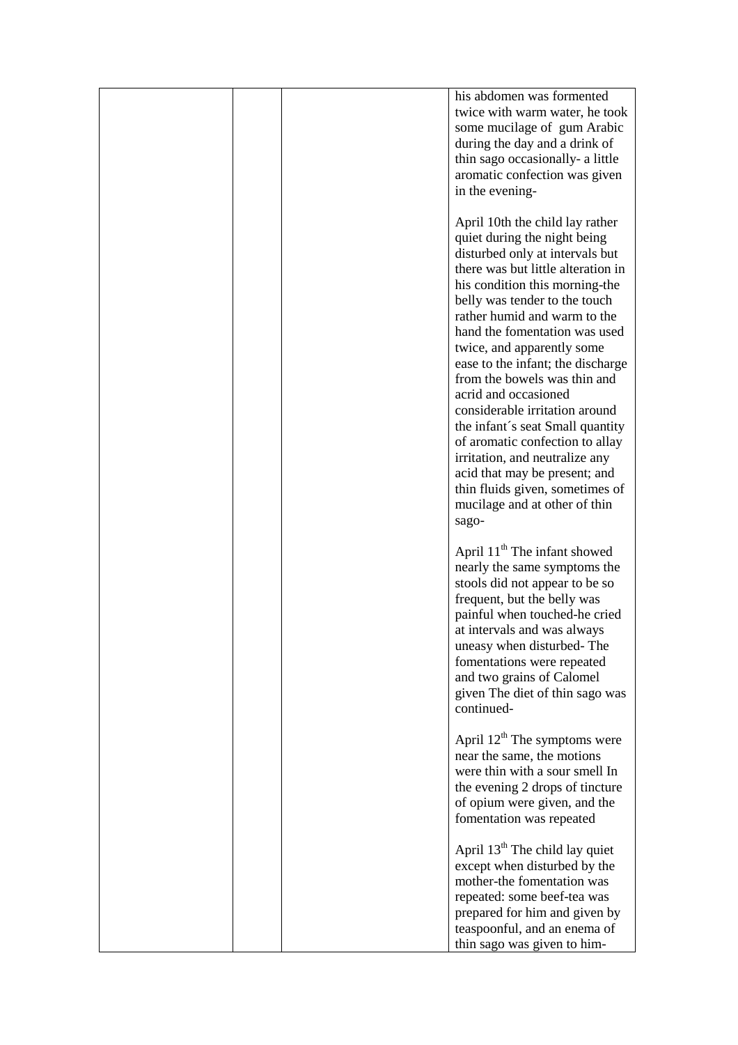| | | | |
|---|---|---|---|
| | | | his abdomen was formented twice with warm water, he took some mucilage of gum Arabic during the day and a drink of thin sago occasionally- a little aromatic confection was given in the evening-<br><br>April 10th the child lay rather quiet during the night being disturbed only at intervals but there was but little alteration in his condition this morning-the belly was tender to the touch rather humid and warm to the hand the fomentation was used twice, and apparently some ease to the infant; the discharge from the bowels was thin and acrid and occasioned considerable irritation around the infant´s seat Small quantity of aromatic confection to allay irritation, and neutralize any acid that may be present; and thin fluids given, sometimes of mucilage and at other of thin sago-<br><br>April 11th The infant showed nearly the same symptoms the stools did not appear to be so frequent, but the belly was painful when touched-he cried at intervals and was always uneasy when disturbed- The fomentations were repeated and two grains of Calomel given The diet of thin sago was continued-<br><br>April 12th The symptoms were near the same, the motions were thin with a sour smell In the evening 2 drops of tincture of opium were given, and the fomentation was repeated<br><br>April 13th The child lay quiet except when disturbed by the mother-the fomentation was repeated: some beef-tea was prepared for him and given by teaspoonful, and an enema of thin sago was given to him- |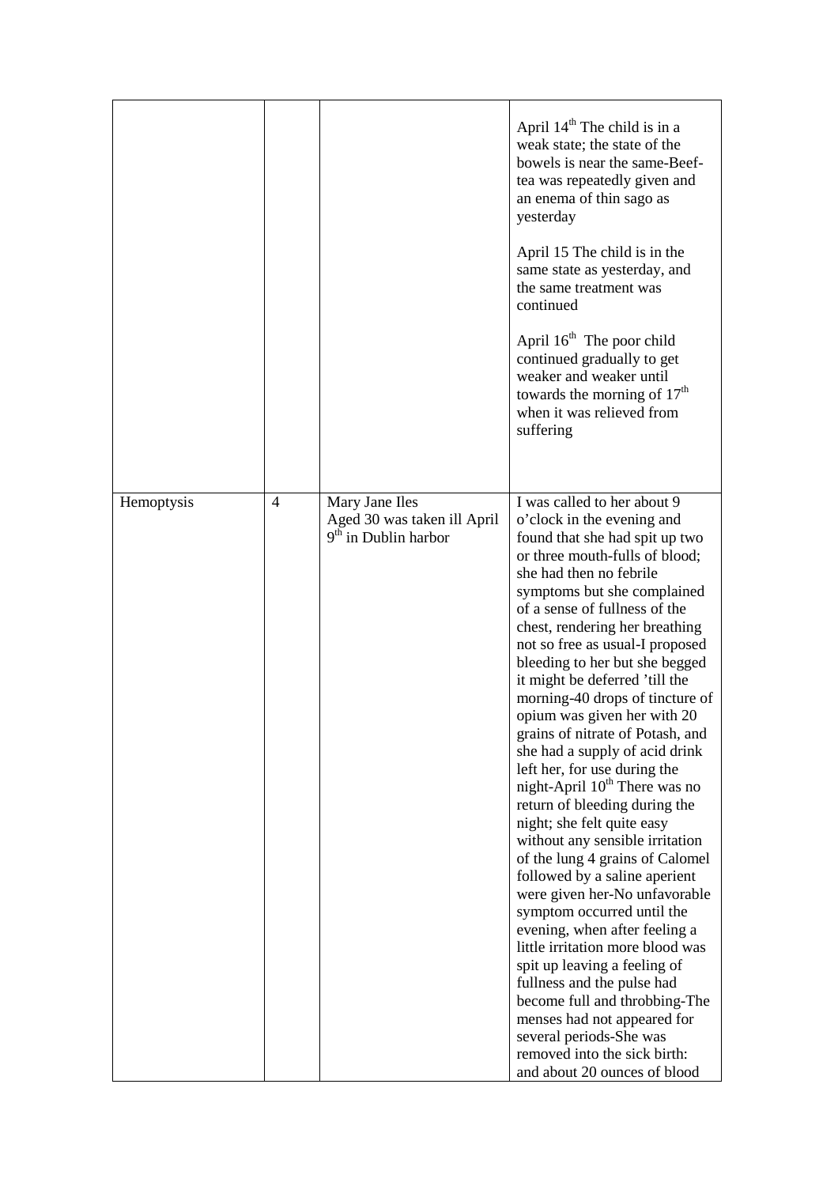|  |  |  |  |
|---|---|---|---|
|  |  |  | April 14th The child is in a weak state; the state of the bowels is near the same-Beef-tea was repeatedly given and an enema of thin sago as yesterday<br><br>April 15 The child is in the same state as yesterday, and the same treatment was continued<br><br>April 16th The poor child continued gradually to get weaker and weaker until towards the morning of 17th when it was relieved from suffering |
| Hemoptysis | 4 | Mary Jane Iles Aged 30 was taken ill April 9th in Dublin harbor | I was called to her about 9 o'clock in the evening and found that she had spit up two or three mouth-fulls of blood; she had then no febrile symptoms but she complained of a sense of fullness of the chest, rendering her breathing not so free as usual-I proposed bleeding to her but she begged it might be deferred 'till the morning-40 drops of tincture of opium was given her with 20 grains of nitrate of Potash, and she had a supply of acid drink left her, for use during the night-April 10th There was no return of bleeding during the night; she felt quite easy without any sensible irritation of the lung 4 grains of Calomel followed by a saline aperient were given her-No unfavorable symptom occurred until the evening, when after feeling a little irritation more blood was spit up leaving a feeling of fullness and the pulse had become full and throbbing-The menses had not appeared for several periods-She was removed into the sick birth: and about 20 ounces of blood |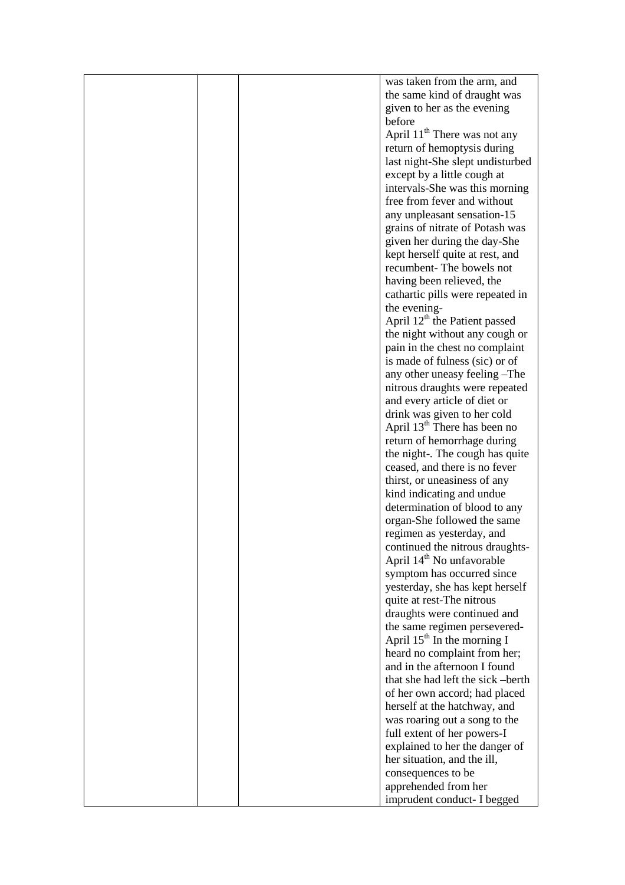| | | | |
|---|---|---|---|
| | | | was taken from the arm, and the same kind of draught was given to her as the evening before<br>April 11th There was not any return of hemoptysis during last night-She slept undisturbed except by a little cough at intervals-She was this morning free from fever and without any unpleasant sensation-15 grains of nitrate of Potash was given her during the day-She kept herself quite at rest, and recumbent- The bowels not having been relieved, the cathartic pills were repeated in the evening-<br>April 12th the Patient passed the night without any cough or pain in the chest no complaint is made of fulness (sic) or of any other uneasy feeling –The nitrous draughts were repeated and every article of diet or drink was given to her cold<br>April 13th There has been no return of hemorrhage during the night-. The cough has quite ceased, and there is no fever thirst, or uneasiness of any kind indicating and undue determination of blood to any organ-She followed the same regimen as yesterday, and continued the nitrous draughts-<br>April 14th No unfavorable symptom has occurred since yesterday, she has kept herself quite at rest-The nitrous draughts were continued and the same regimen persevered-<br>April 15th In the morning I heard no complaint from her; and in the afternoon I found that she had left the sick –berth of her own accord; had placed herself at the hatchway, and was roaring out a song to the full extent of her powers-I explained to her the danger of her situation, and the ill, consequences to be apprehended from her imprudent conduct- I begged |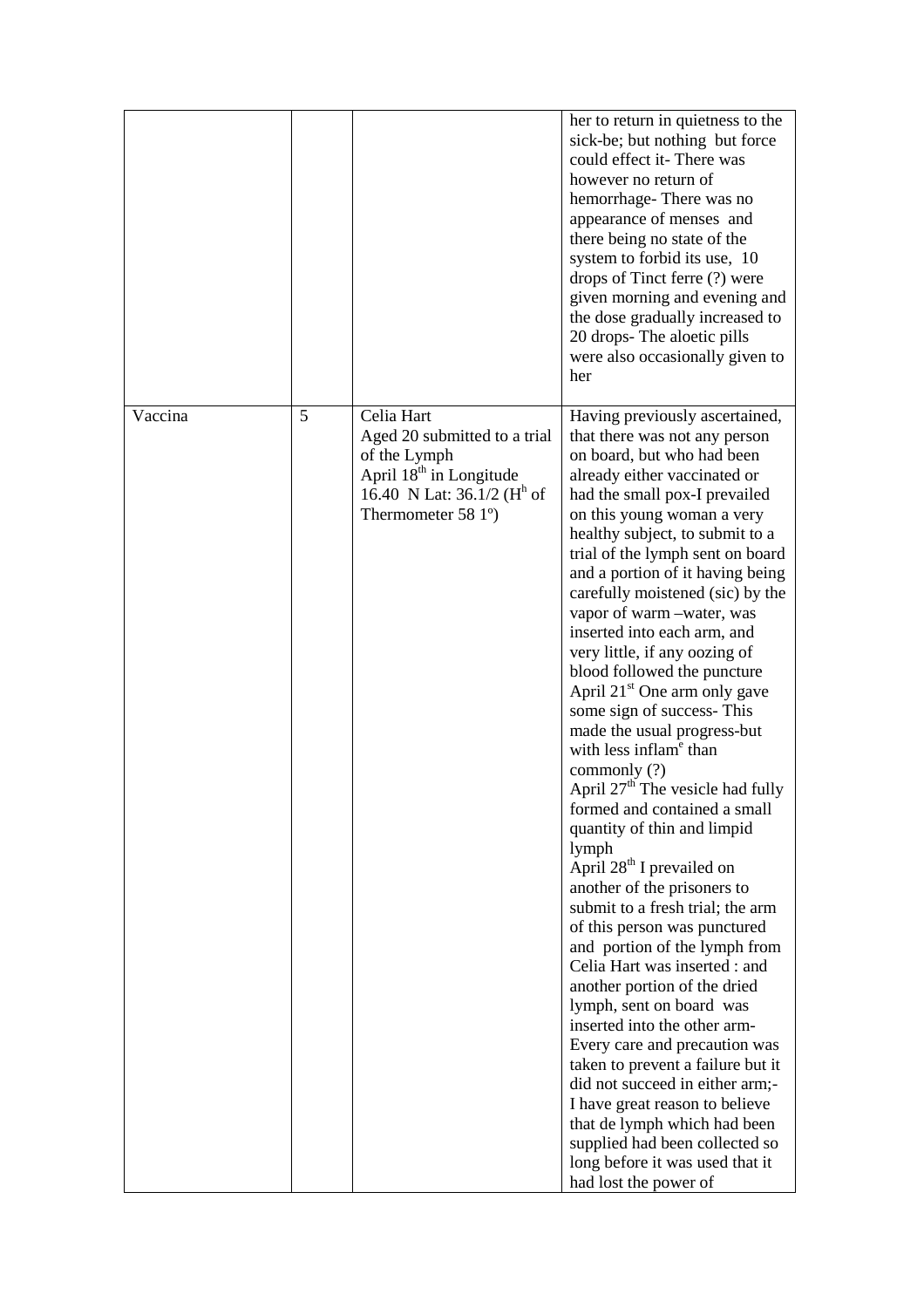|  |  |  | her to return in quietness to the sick-be; but nothing but force could effect it- There was however no return of hemorrhage- There was no appearance of menses and there being no state of the system to forbid its use, 10 drops of Tinct ferre (?) were given morning and evening and the dose gradually increased to 20 drops- The aloetic pills were also occasionally given to her |
|---|---|---|---|
| Vaccina | 5 | Celia Hart Aged 20 submitted to a trial of the Lymph April 18th in Longitude 16.40 N Lat: 36.1/2 (Hh of Thermometer 58 1º) | Having previously ascertained, that there was not any person on board, but who had been already either vaccinated or had the small pox-I prevailed on this young woman a very healthy subject, to submit to a trial of the lymph sent on board and a portion of it having being carefully moistened (sic) by the vapor of warm –water, was inserted into each arm, and very little, if any oozing of blood followed the puncture April 21st One arm only gave some sign of success- This made the usual progress-but with less inflame than commonly (?) April 27th The vesicle had fully formed and contained a small quantity of thin and limpid lymph April 28th I prevailed on another of the prisoners to submit to a fresh trial; the arm of this person was punctured and portion of the lymph from Celia Hart was inserted : and another portion of the dried lymph, sent on board was inserted into the other arm- Every care and precaution was taken to prevent a failure but it did not succeed in either arm;- I have great reason to believe that de lymph which had been supplied had been collected so long before it was used that it had lost the power of |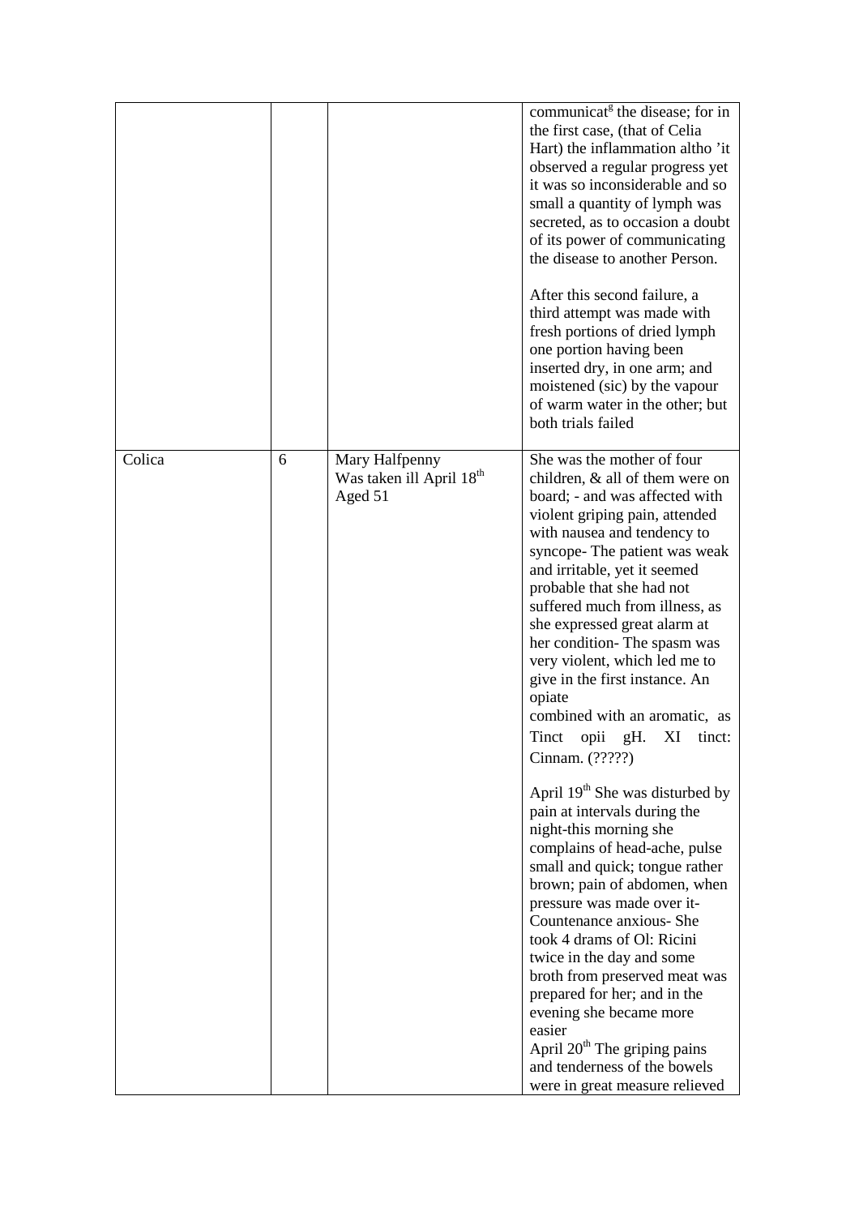| | | | |
|---|---|---|---|
| | | | communicat[g] the disease; for in the first case, (that of Celia Hart) the inflammation altho 'it observed a regular progress yet it was so inconsiderable and so small a quantity of lymph was secreted, as to occasion a doubt of its power of communicating the disease to another Person.<br><br>After this second failure, a third attempt was made with fresh portions of dried lymph one portion having been inserted dry, in one arm; and moistened (sic) by the vapour of warm water in the other; but both trials failed |
| Colica | 6 | Mary Halfpenny<br>Was taken ill April 18th<br>Aged 51 | She was the mother of four children, & all of them were on board; - and was affected with violent griping pain, attended with nausea and tendency to syncope- The patient was weak and irritable, yet it seemed probable that she had not suffered much from illness, as she expressed great alarm at her condition- The spasm was very violent, which led me to give in the first instance. An opiate combined with an aromatic, as Tinct opii gH. XI tinct: Cinnam. (?????)<br><br>April 19th She was disturbed by pain at intervals during the night-this morning she complains of head-ache, pulse small and quick; tongue rather brown; pain of abdomen, when pressure was made over it- Countenance anxious- She took 4 drams of Ol: Ricini twice in the day and some broth from preserved meat was prepared for her; and in the evening she became more easier<br>April 20th The griping pains and tenderness of the bowels were in great measure relieved |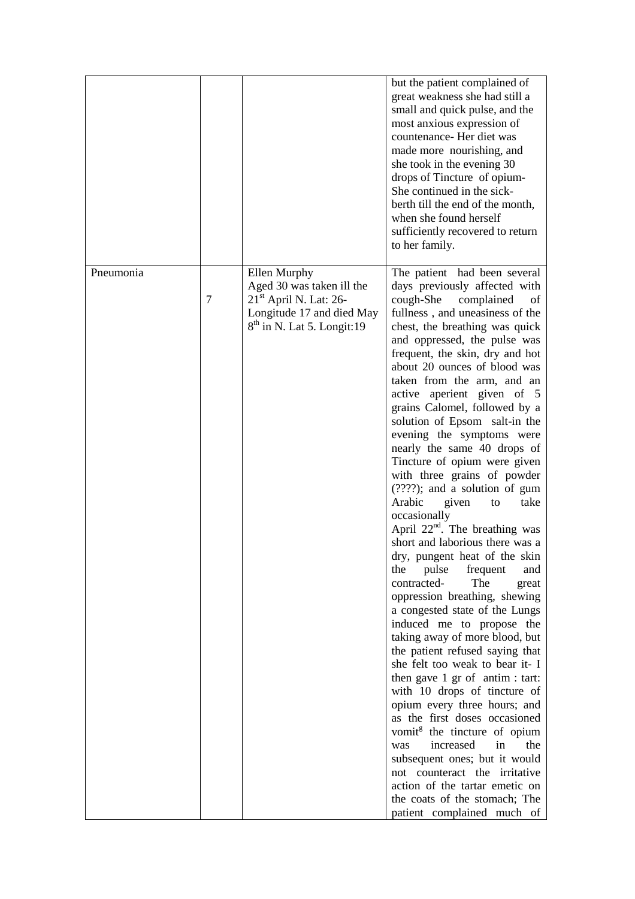| | | | |
|---|---|---|---|
| | | | but the patient complained of great weakness she had still a small and quick pulse, and the most anxious expression of countenance- Her diet was made more nourishing, and she took in the evening 30 drops of Tincture of opium- She continued in the sick-berth till the end of the month, when she found herself sufficiently recovered to return to her family. |
| Pneumonia | 7 | Ellen Murphy Aged 30 was taken ill the 21st April N. Lat: 26- Longitude 17 and died May 8th in N. Lat 5. Longit:19 | The patient had been several days previously affected with cough-She complained of fullness , and uneasiness of the chest, the breathing was quick and oppressed, the pulse was frequent, the skin, dry and hot about 20 ounces of blood was taken from the arm, and an active aperient given of 5 grains Calomel, followed by a solution of Epsom salt-in the evening the symptoms were nearly the same 40 drops of Tincture of opium were given with three grains of powder (????); and a solution of gum Arabic given to take occasionally<br>April 22nd. The breathing was short and laborious there was a dry, pungent heat of the skin the pulse frequent and contracted- The great oppression breathing, shewing a congested state of the Lungs induced me to propose the taking away of more blood, but the patient refused saying that she felt too weak to bear it- I then gave 1 gr of antim : tart: with 10 drops of tincture of opium every three hours; and as the first doses occasioned vomitg the tincture of opium was increased in the subsequent ones; but it would not counteract the irritative action of the tartar emetic on the coats of the stomach; The patient complained much of |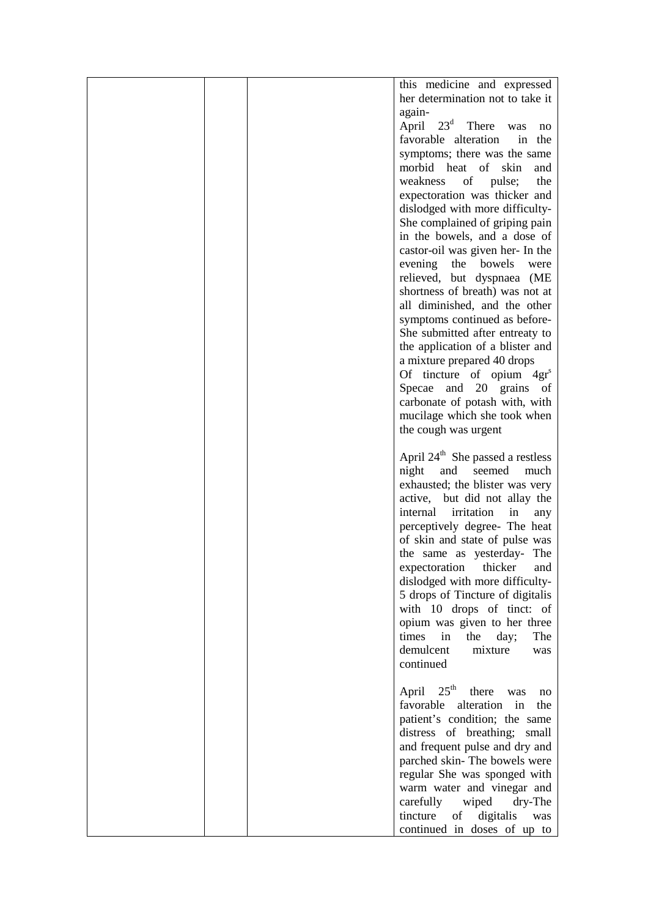| | | | this medicine and expressed her determination not to take it again- April 23[d] There was no favorable alteration in the symptoms; there was the same morbid heat of skin and weakness of pulse; the expectoration was thicker and dislodged with more difficulty- She complained of griping pain in the bowels, and a dose of castor-oil was given her- In the evening the bowels were relieved, but dyspnaea (ME shortness of breath) was not at all diminished, and the other symptoms continued as before- She submitted after entreaty to the application of a blister and a mixture prepared 40 drops Of tincture of opium 4gr[s] Specae and 20 grains of carbonate of potash with, with mucilage which she took when the cough was urgent<br><br>April 24[th] She passed a restless night and seemed much exhausted; the blister was very active, but did not allay the internal irritation in any perceptively degree- The heat of skin and state of pulse was the same as yesterday- The expectoration thicker and dislodged with more difficulty- 5 drops of Tincture of digitalis with 10 drops of tinct: of opium was given to her three times in the day; The demulcent mixture was continued<br><br>April 25[th] there was no favorable alteration in the patient's condition; the same distress of breathing; small and frequent pulse and dry and parched skin- The bowels were regular She was sponged with warm water and vinegar and carefully wiped dry-The tincture of digitalis was continued in doses of up to |
|---|---|---|---|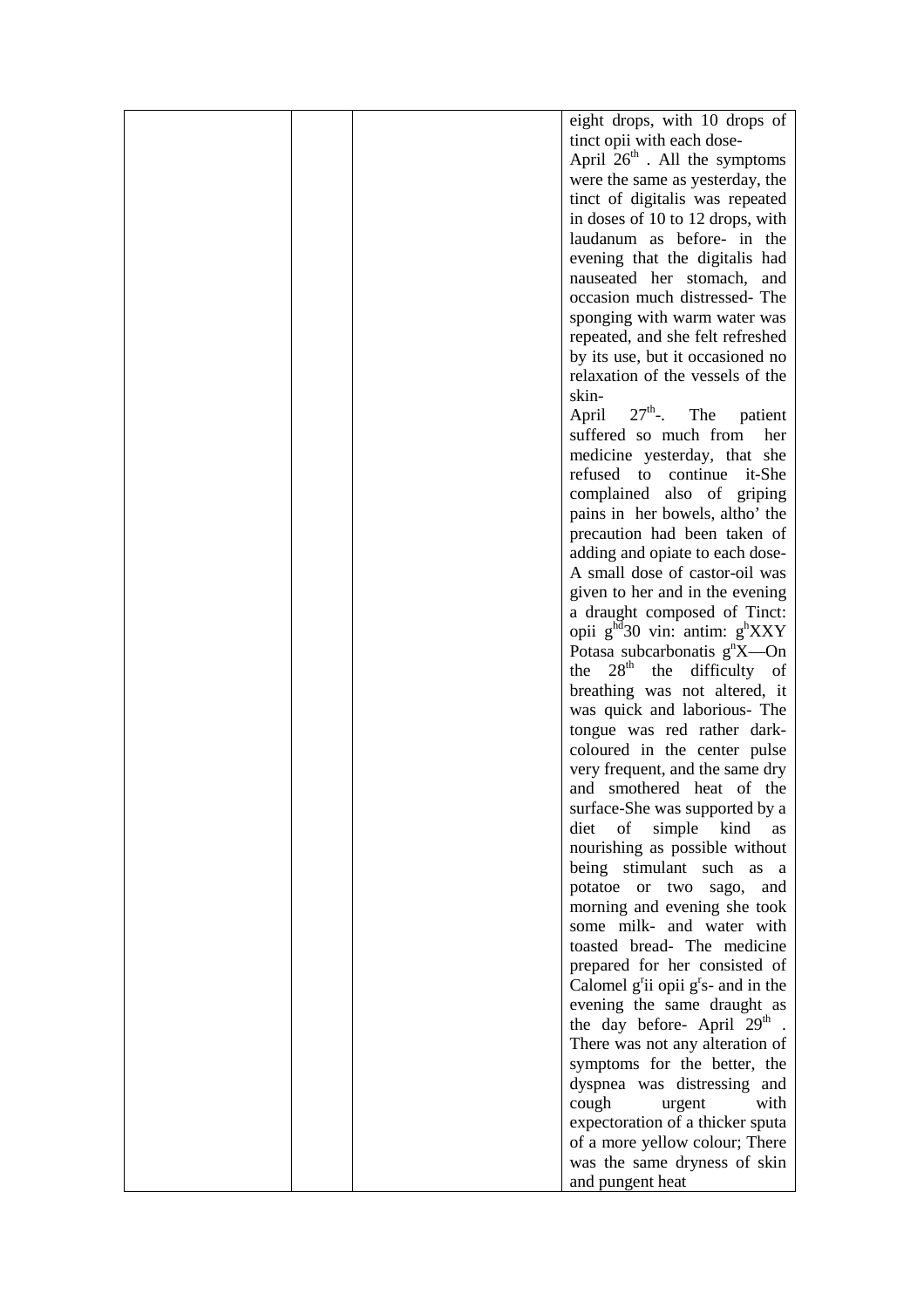| | | | eight drops, with 10 drops of tinct opii with each dose- April 26th . All the symptoms were the same as yesterday, the tinct of digitalis was repeated in doses of 10 to 12 drops, with laudanum as before- in the evening that the digitalis had nauseated her stomach, and occasion much distressed- The sponging with warm water was repeated, and she felt refreshed by its use, but it occasioned no relaxation of the vessels of the skin- April 27th-. The patient suffered so much from her medicine yesterday, that she refused to continue it-She complained also of griping pains in her bowels, altho' the precaution had been taken of adding and opiate to each dose- A small dose of castor-oil was given to her and in the evening a draught composed of Tinct: opii g^hd 30 vin: antim: g^h XXY Potasa subcarbonatis g^n X—On the 28th the difficulty of breathing was not altered, it was quick and laborious- The tongue was red rather dark-coloured in the center pulse very frequent, and the same dry and smothered heat of the surface-She was supported by a diet of simple kind as nourishing as possible without being stimulant such as a potatoe or two sago, and morning and evening she took some milk- and water with toasted bread- The medicine prepared for her consisted of Calomel g^r ii opii g^r s- and in the evening the same draught as the day before- April 29th . There was not any alteration of symptoms for the better, the dyspnea was distressing and cough urgent with expectoration of a thicker sputa of a more yellow colour; There was the same dryness of skin and pungent heat |
|---|---|---|---|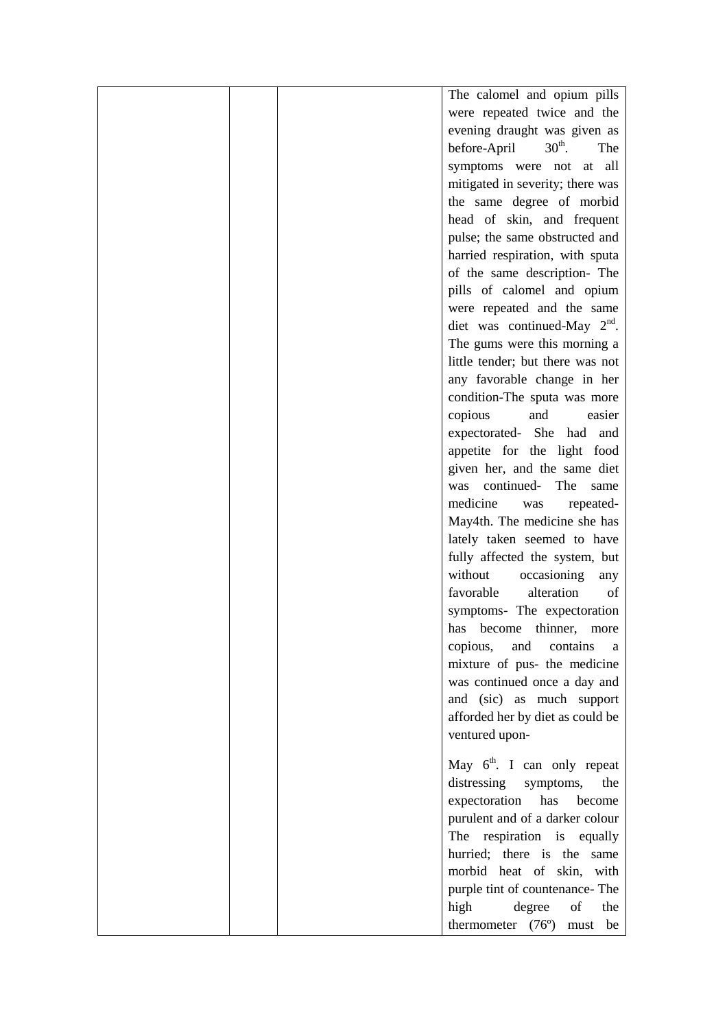| | | | |
|---|---|---|---|
| | | | The calomel and opium pills were repeated twice and the evening draught was given as before-April 30th. The symptoms were not at all mitigated in severity; there was the same degree of morbid head of skin, and frequent pulse; the same obstructed and harried respiration, with sputa of the same description- The pills of calomel and opium were repeated and the same diet was continued-May 2nd. The gums were this morning a little tender; but there was not any favorable change in her condition-The sputa was more copious and easier expectorated- She had and appetite for the light food given her, and the same diet was continued- The same medicine was repeated- May4th. The medicine she has lately taken seemed to have fully affected the system, but without occasioning any favorable alteration of symptoms- The expectoration has become thinner, more copious, and contains a mixture of pus- the medicine was continued once a day and and (sic) as much support afforded her by diet as could be ventured upon-<br><br>May 6th. I can only repeat distressing symptoms, the expectoration has become purulent and of a darker colour The respiration is equally hurried; there is the same morbid heat of skin, with purple tint of countenance- The high degree of the thermometer (76º) must be |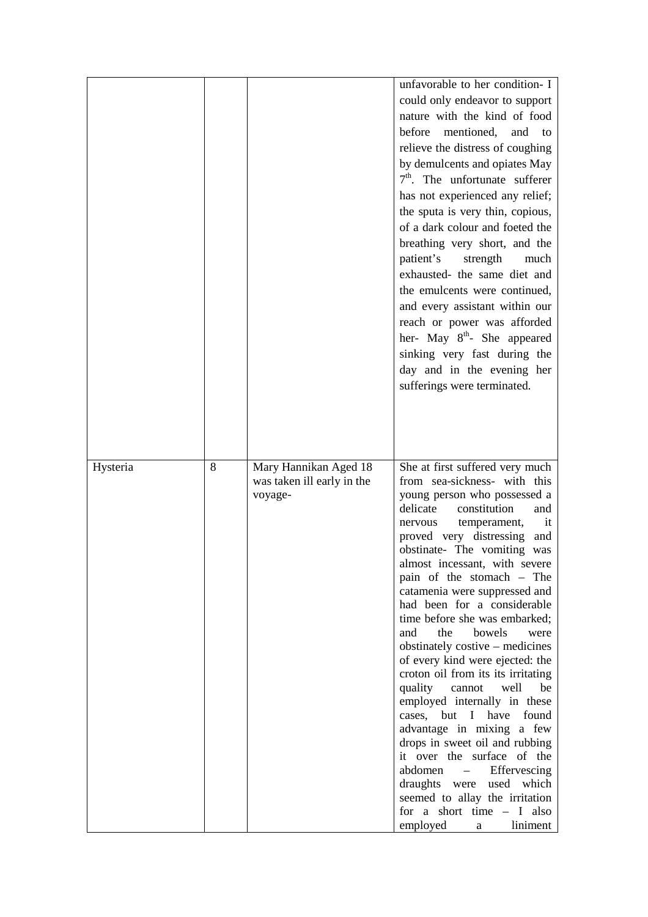| | | | |
|---|---|---|---|
| | | | unfavorable to her condition- I could only endeavor to support nature with the kind of food before mentioned, and to relieve the distress of coughing by demulcents and opiates May 7th. The unfortunate sufferer has not experienced any relief; the sputa is very thin, copious, of a dark colour and foeted the breathing very short, and the patient's strength much exhausted- the same diet and the emulcents were continued, and every assistant within our reach or power was afforded her- May 8th- She appeared sinking very fast during the day and in the evening her sufferings were terminated. |
| Hysteria | 8 | Mary Hannikan Aged 18 was taken ill early in the voyage- | She at first suffered very much from sea-sickness- with this young person who possessed a delicate constitution and nervous temperament, it proved very distressing and obstinate- The vomiting was almost incessant, with severe pain of the stomach – The catamenia were suppressed and had been for a considerable time before she was embarked; and the bowels were obstinately costive – medicines of every kind were ejected: the croton oil from its its irritating quality cannot well be employed internally in these cases, but I have found advantage in mixing a few drops in sweet oil and rubbing it over the surface of the abdomen – Effervescing draughts were used which seemed to allay the irritation for a short time – I also employed a liniment |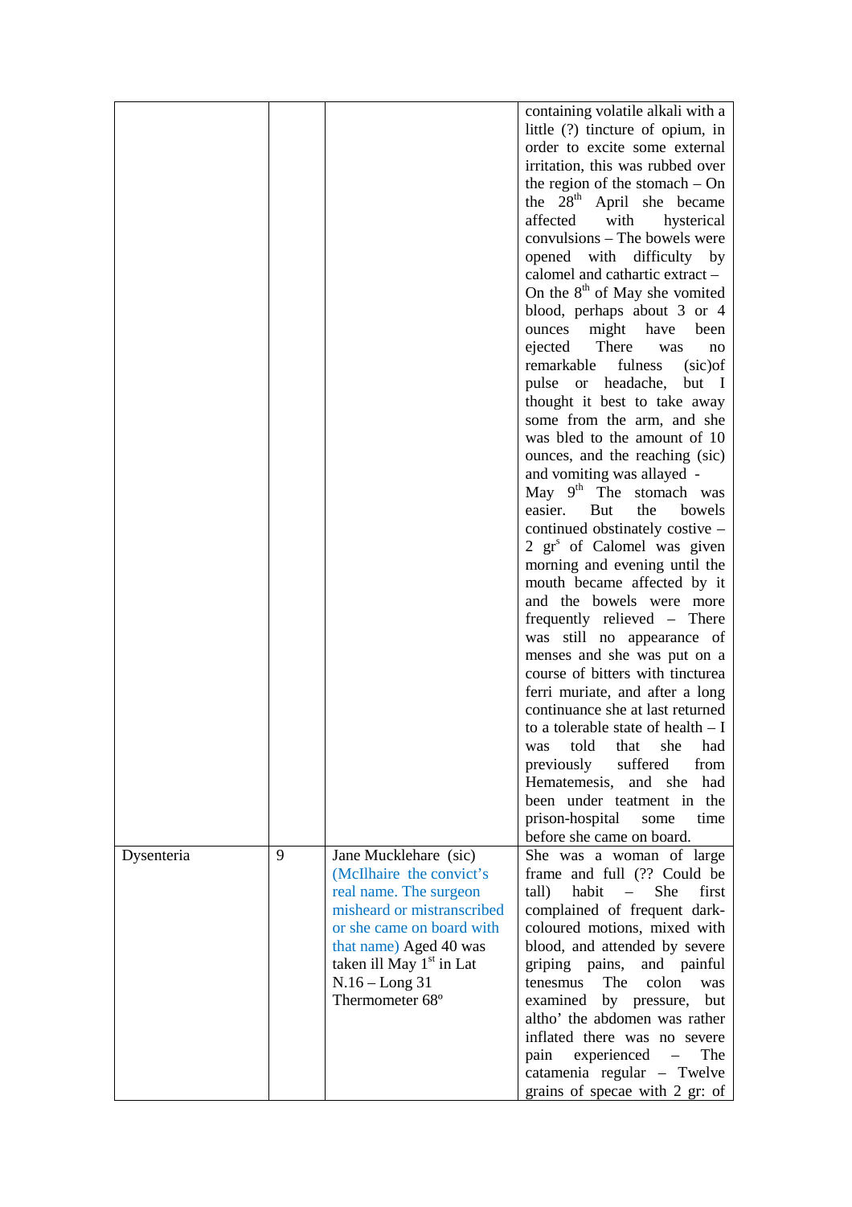| | | | |
|---|---|---|---|
| | | | containing volatile alkali with a little (?) tincture of opium, in order to excite some external irritation, this was rubbed over the region of the stomach – On the 28th April she became affected with hysterical convulsions – The bowels were opened with difficulty by calomel and cathartic extract – On the 8th of May she vomited blood, perhaps about 3 or 4 ounces might have been ejected There was no remarkable fulness (sic)of pulse or headache, but I thought it best to take away some from the arm, and she was bled to the amount of 10 ounces, and the reaching (sic) and vomiting was allayed - May 9th The stomach was easier. But the bowels continued obstinately costive – 2 grs of Calomel was given morning and evening until the mouth became affected by it and the bowels were more frequently relieved – There was still no appearance of menses and she was put on a course of bitters with tincturea ferri muriate, and after a long continuance she at last returned to a tolerable state of health – I was told that she had previously suffered from Hematemesis, and she had been under teatment in the prison-hospital some time before she came on board. |
| Dysenteria | 9 | Jane Mucklehare (sic) (McIlhaire the convict's real name. The surgeon misheard or mistranscribed or she came on board with that name) Aged 40 was taken ill May 1st in Lat N.16 – Long 31 Thermometer 68º | She was a woman of large frame and full (?? Could be tall) habit – She first complained of frequent dark-coloured motions, mixed with blood, and attended by severe griping pains, and painful tenesmus The colon was examined by pressure, but altho' the abdomen was rather inflated there was no severe pain experienced – The catamenia regular – Twelve grains of specae with 2 gr: of |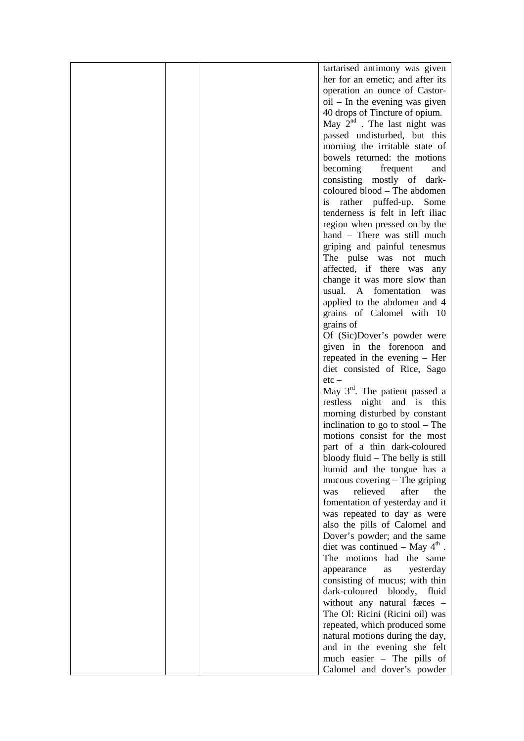| | | | tartarised antimony was given her for an emetic; and after its operation an ounce of Castor-oil – In the evening was given 40 drops of Tincture of opium. May 2nd . The last night was passed undisturbed, but this morning the irritable state of bowels returned: the motions becoming frequent and consisting mostly of dark-coloured blood – The abdomen is rather puffed-up. Some tenderness is felt in left iliac region when pressed on by the hand – There was still much griping and painful tenesmus The pulse was not much affected, if there was any change it was more slow than usual. A fomentation was applied to the abdomen and 4 grains of Calomel with 10 grains of Of (Sic)Dover's powder were given in the forenoon and repeated in the evening – Her diet consisted of Rice, Sago etc – May 3rd. The patient passed a restless night and is this morning disturbed by constant inclination to go to stool – The motions consist for the most part of a thin dark-coloured bloody fluid – The belly is still humid and the tongue has a mucous covering – The griping was relieved after the fomentation of yesterday and it was repeated to day as were also the pills of Calomel and Dover's powder; and the same diet was continued – May 4th . The motions had the same appearance as yesterday consisting of mucus; with thin dark-coloured bloody, fluid without any natural fæces – The Ol: Ricini (Ricini oil) was repeated, which produced some natural motions during the day, and in the evening she felt much easier – The pills of Calomel and dover's powder |
|---|---|---|---|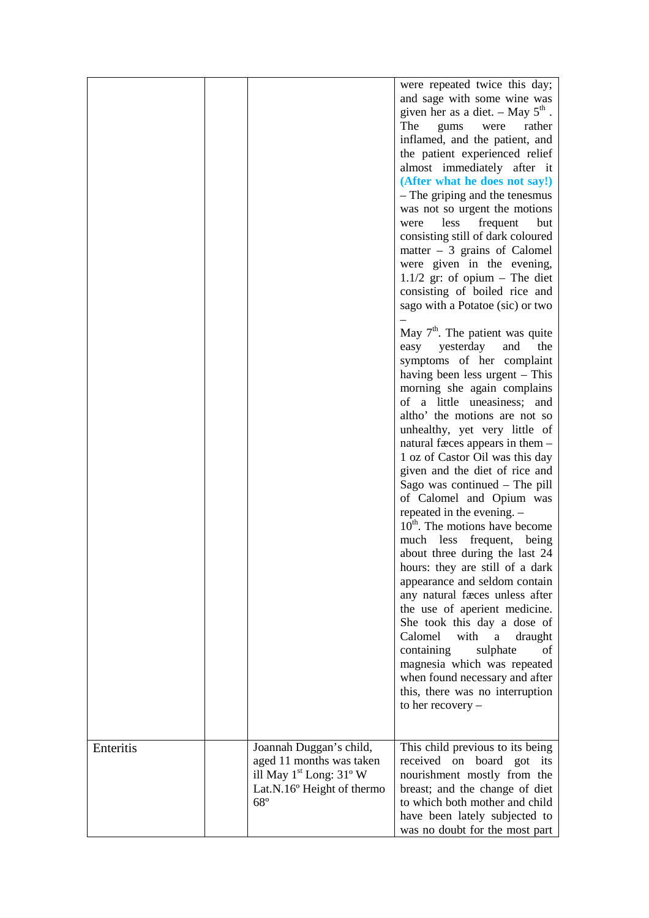| | | | |
|---|---|---|---|
| | | | were repeated twice this day; and sage with some wine was given her as a diet. – May 5th . The gums were rather inflamed, and the patient, and the patient experienced relief almost immediately after it **(After what he does not say!)** – The griping and the tenesmus was not so urgent the motions were less frequent but consisting still of dark coloured matter – 3 grains of Calomel were given in the evening, 1.1/2 gr: of opium – The diet consisting of boiled rice and sago with a Potatoe (sic) or two – May 7th. The patient was quite easy yesterday and the symptoms of her complaint having been less urgent – This morning she again complains of a little uneasiness; and altho' the motions are not so unhealthy, yet very little of natural fæces appears in them – 1 oz of Castor Oil was this day given and the diet of rice and Sago was continued – The pill of Calomel and Opium was repeated in the evening. – 10th. The motions have become much less frequent, being about three during the last 24 hours: they are still of a dark appearance and seldom contain any natural fæces unless after the use of aperient medicine. She took this day a dose of Calomel with a draught containing sulphate of magnesia which was repeated when found necessary and after this, there was no interruption to her recovery – |
| Enteritis | | Joannah Duggan's child, aged 11 months was taken ill May 1st Long: 31º W Lat.N.16º Height of thermo 68º | This child previous to its being received on board got its nourishment mostly from the breast; and the change of diet to which both mother and child have been lately subjected to was no doubt for the most part |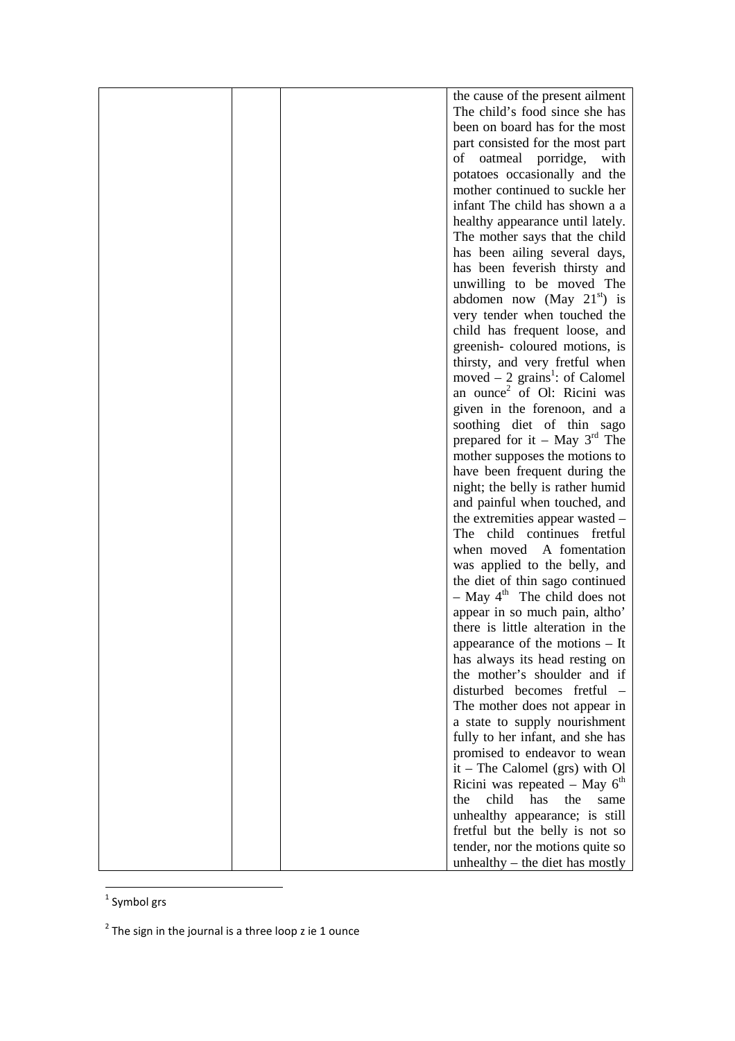| | | | |
|---|---|---|---|
| | | | the cause of the present ailment The child's food since she has been on board has for the most part consisted for the most part of oatmeal porridge, with potatoes occasionally and the mother continued to suckle her infant The child has shown a a healthy appearance until lately. The mother says that the child has been ailing several days, has been feverish thirsty and unwilling to be moved The abdomen now (May 21st) is very tender when touched the child has frequent loose, and greenish- coloured motions, is thirsty, and very fretful when moved – 2 grains[1]: of Calomel an ounce[2] of Ol: Ricini was given in the forenoon, and a soothing diet of thin sago prepared for it – May 3rd The mother supposes the motions to have been frequent during the night; the belly is rather humid and painful when touched, and the extremities appear wasted – The child continues fretful when moved A fomentation was applied to the belly, and the diet of thin sago continued – May 4th The child does not appear in so much pain, altho' there is little alteration in the appearance of the motions – It has always its head resting on the mother's shoulder and if disturbed becomes fretful – The mother does not appear in a state to supply nourishment fully to her infant, and she has promised to endeavor to wean it – The Calomel (grs) with Ol Ricini was repeated – May 6th the child has the same unhealthy appearance; is still fretful but the belly is not so tender, nor the motions quite so unhealthy – the diet has mostly |

[1] Symbol grs

[2] The sign in the journal is a three loop z ie 1 ounce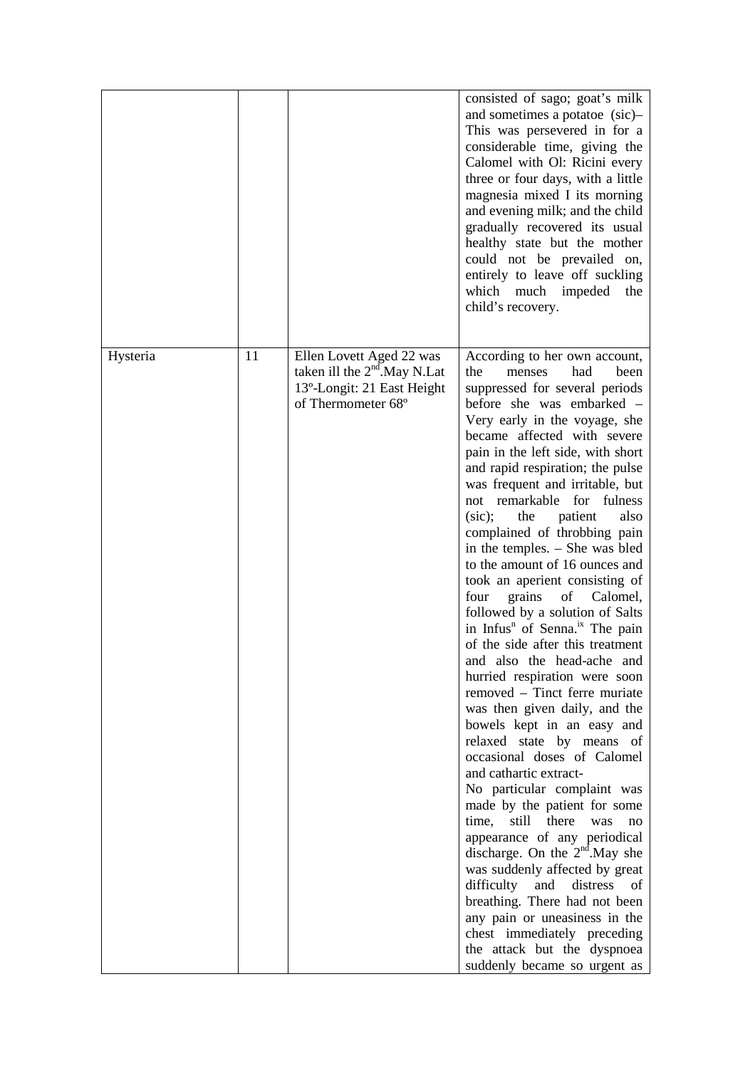| | | | |
|---|---|---|---|
| | | | consisted of sago; goat's milk and sometimes a potatoe (sic)– This was persevered in for a considerable time, giving the Calomel with Ol: Ricini every three or four days, with a little magnesia mixed I its morning and evening milk; and the child gradually recovered its usual healthy state but the mother could not be prevailed on, entirely to leave off suckling which much impeded the child's recovery. |
| Hysteria | 11 | Ellen Lovett Aged 22 was taken ill the 2nd.May N.Lat 13º-Longit: 21 East Height of Thermometer 68º | According to her own account, the menses had been suppressed for several periods before she was embarked – Very early in the voyage, she became affected with severe pain in the left side, with short and rapid respiration; the pulse was frequent and irritable, but not remarkable for fulness (sic); the patient also complained of throbbing pain in the temples. – She was bled to the amount of 16 ounces and took an aperient consisting of four grains of Calomel, followed by a solution of Salts in Infusn of Senna.[ix] The pain of the side after this treatment and also the head-ache and hurried respiration were soon removed – Tinct ferre muriate was then given daily, and the bowels kept in an easy and relaxed state by means of occasional doses of Calomel and cathartic extract- No particular complaint was made by the patient for some time, still there was no appearance of any periodical discharge. On the 2nd.May she was suddenly affected by great difficulty and distress of breathing. There had not been any pain or uneasiness in the chest immediately preceding the attack but the dyspnoea suddenly became so urgent as |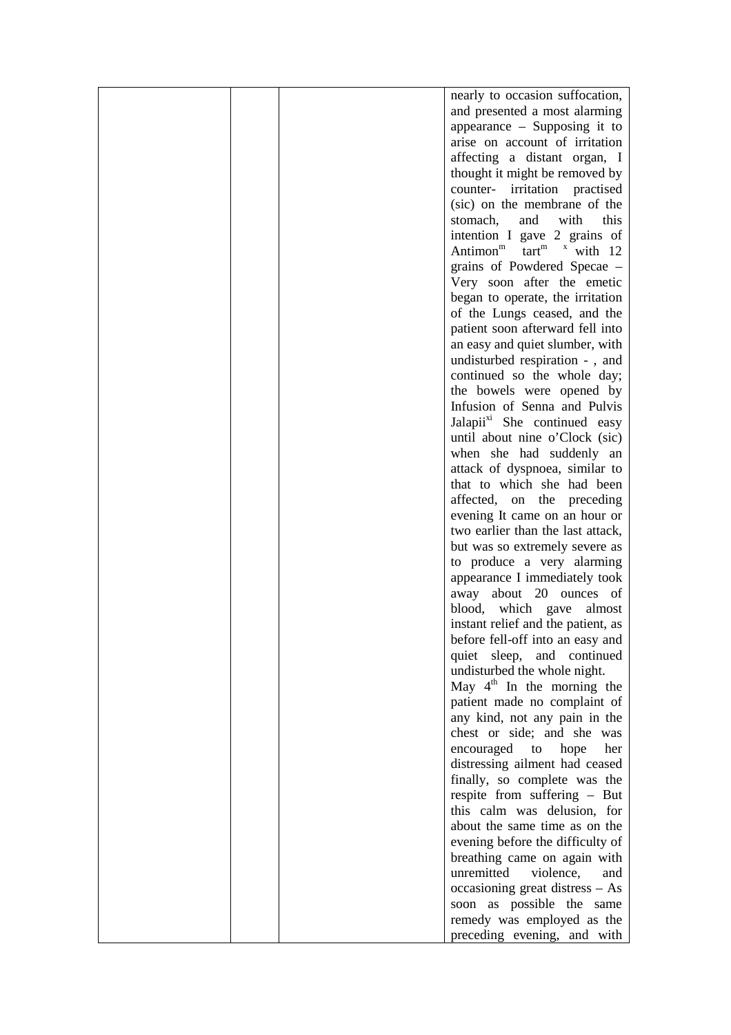| | | | nearly to occasion suffocation, and presented a most alarming appearance – Supposing it to arise on account of irritation affecting a distant organ, I thought it might be removed by counter- irritation practised (sic) on the membrane of the stomach, and with this intention I gave 2 grains of Antimon[m] tart[m] [x] with 12 grains of Powdered Specae – Very soon after the emetic began to operate, the irritation of the Lungs ceased, and the patient soon afterward fell into an easy and quiet slumber, with undisturbed respiration - , and continued so the whole day; the bowels were opened by Infusion of Senna and Pulvis Jalapii[xi] She continued easy until about nine o'Clock (sic) when she had suddenly an attack of dyspnoea, similar to that to which she had been affected, on the preceding evening It came on an hour or two earlier than the last attack, but was so extremely severe as to produce a very alarming appearance I immediately took away about 20 ounces of blood, which gave almost instant relief and the patient, as before fell-off into an easy and quiet sleep, and continued undisturbed the whole night.<br>May 4[th] In the morning the patient made no complaint of any kind, not any pain in the chest or side; and she was encouraged to hope her distressing ailment had ceased finally, so complete was the respite from suffering – But this calm was delusion, for about the same time as on the evening before the difficulty of breathing came on again with unremitted violence, and occasioning great distress – As soon as possible the same remedy was employed as the preceding evening, and with |
|---|---|---|---|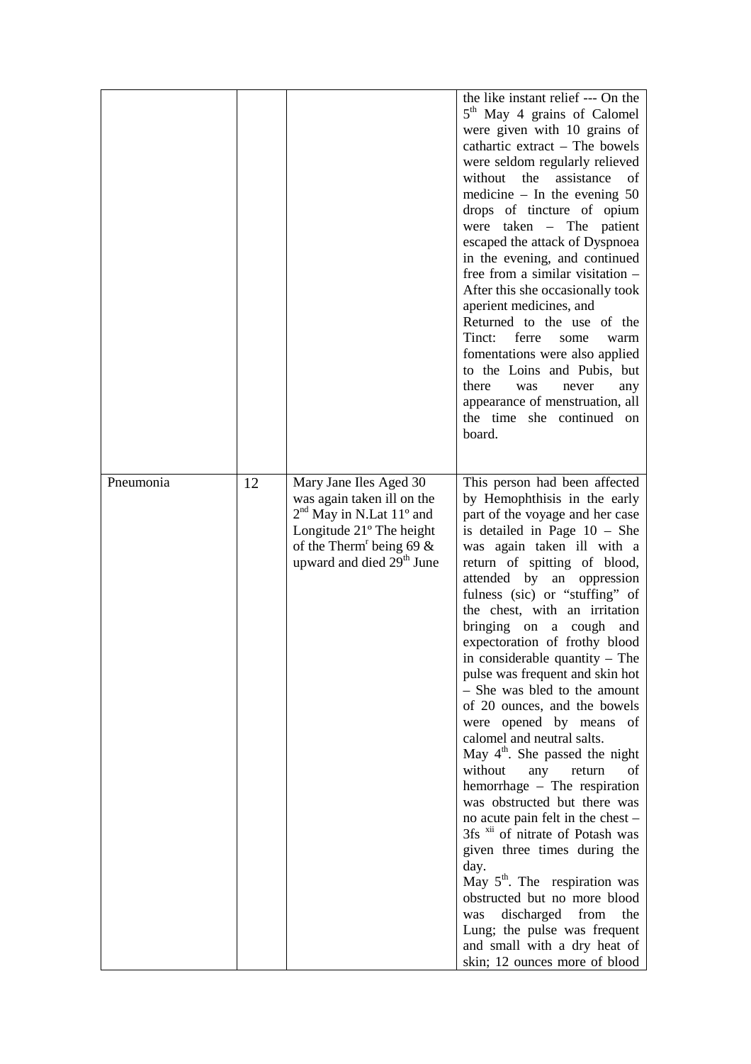| | | | |
|---|---|---|---|
| | | | the like instant relief --- On the 5th May 4 grains of Calomel were given with 10 grains of cathartic extract – The bowels were seldom regularly relieved without the assistance of medicine – In the evening 50 drops of tincture of opium were taken – The patient escaped the attack of Dyspnoea in the evening, and continued free from a similar visitation – After this she occasionally took aperient medicines, and Returned to the use of the Tinct: ferre some warm fomentations were also applied to the Loins and Pubis, but there was never any appearance of menstruation, all the time she continued on board. |
| Pneumonia | 12 | Mary Jane Iles Aged 30 was again taken ill on the 2nd May in N.Lat 11º and Longitude 21º The height of the Thermr being 69 & upward and died 29th June | This person had been affected by Hemophthisis in the early part of the voyage and her case is detailed in Page 10 – She was again taken ill with a return of spitting of blood, attended by an oppression fulness (sic) or "stuffing" of the chest, with an irritation bringing on a cough and expectoration of frothy blood in considerable quantity – The pulse was frequent and skin hot – She was bled to the amount of 20 ounces, and the bowels were opened by means of calomel and neutral salts. May 4th. She passed the night without any return of hemorrhage – The respiration was obstructed but there was no acute pain felt in the chest – 3fs xii of nitrate of Potash was given three times during the day. May 5th. The respiration was obstructed but no more blood was discharged from the Lung; the pulse was frequent and small with a dry heat of skin; 12 ounces more of blood |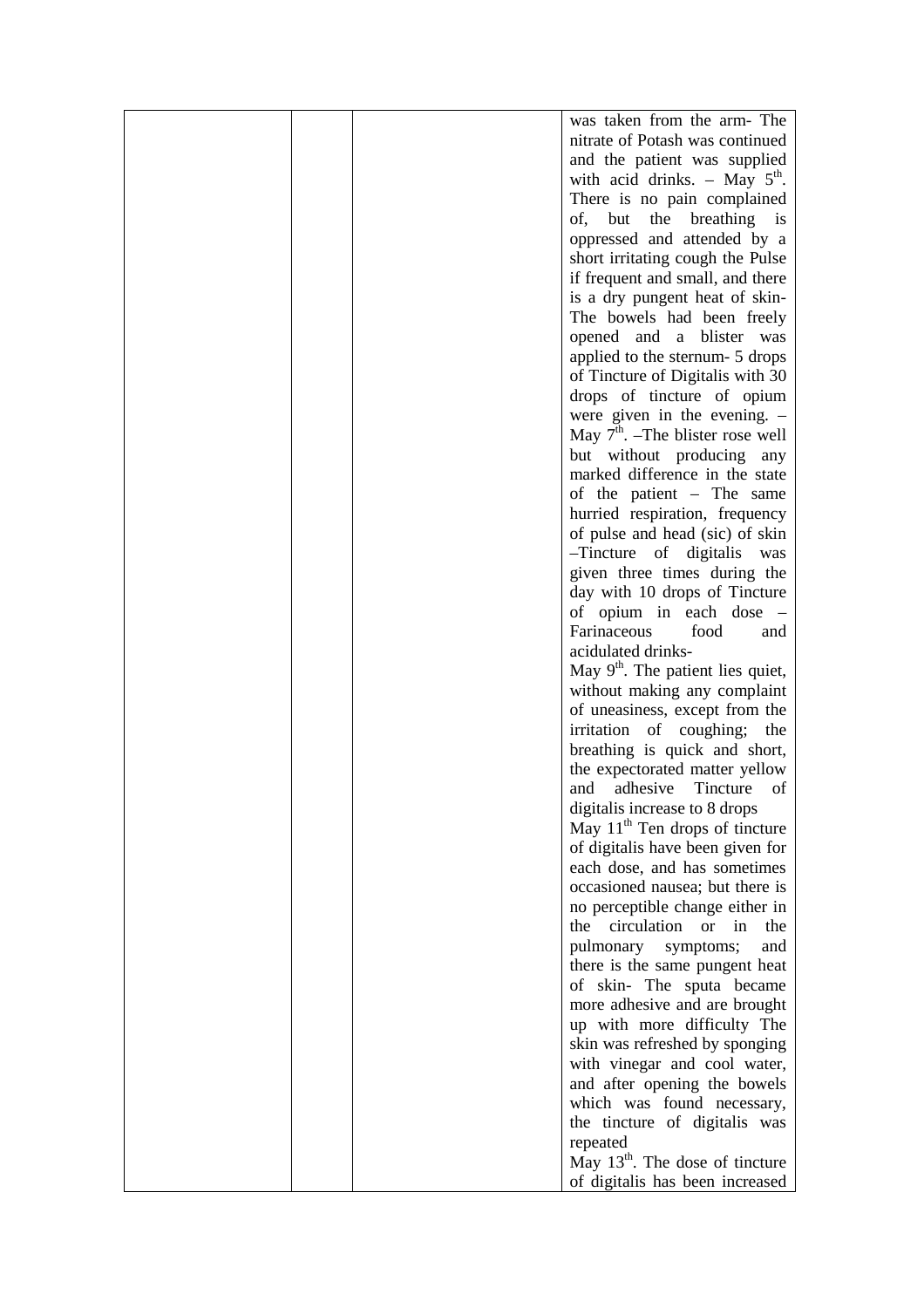| | | | was taken from the arm- The nitrate of Potash was continued and the patient was supplied with acid drinks. – May 5th. There is no pain complained of, but the breathing is oppressed and attended by a short irritating cough the Pulse if frequent and small, and there is a dry pungent heat of skin- The bowels had been freely opened and a blister was applied to the sternum- 5 drops of Tincture of Digitalis with 30 drops of tincture of opium were given in the evening. – May 7th. –The blister rose well but without producing any marked difference in the state of the patient – The same hurried respiration, frequency of pulse and head (sic) of skin –Tincture of digitalis was given three times during the day with 10 drops of Tincture of opium in each dose – Farinaceous food and acidulated drinks-<br>May 9th. The patient lies quiet, without making any complaint of uneasiness, except from the irritation of coughing; the breathing is quick and short, the expectorated matter yellow and adhesive Tincture of digitalis increase to 8 drops<br>May 11th Ten drops of tincture of digitalis have been given for each dose, and has sometimes occasioned nausea; but there is no perceptible change either in the circulation or in the pulmonary symptoms; and there is the same pungent heat of skin- The sputa became more adhesive and are brought up with more difficulty The skin was refreshed by sponging with vinegar and cool water, and after opening the bowels which was found necessary, the tincture of digitalis was repeated<br>May 13th. The dose of tincture of digitalis has been increased |
|---|---|---|---|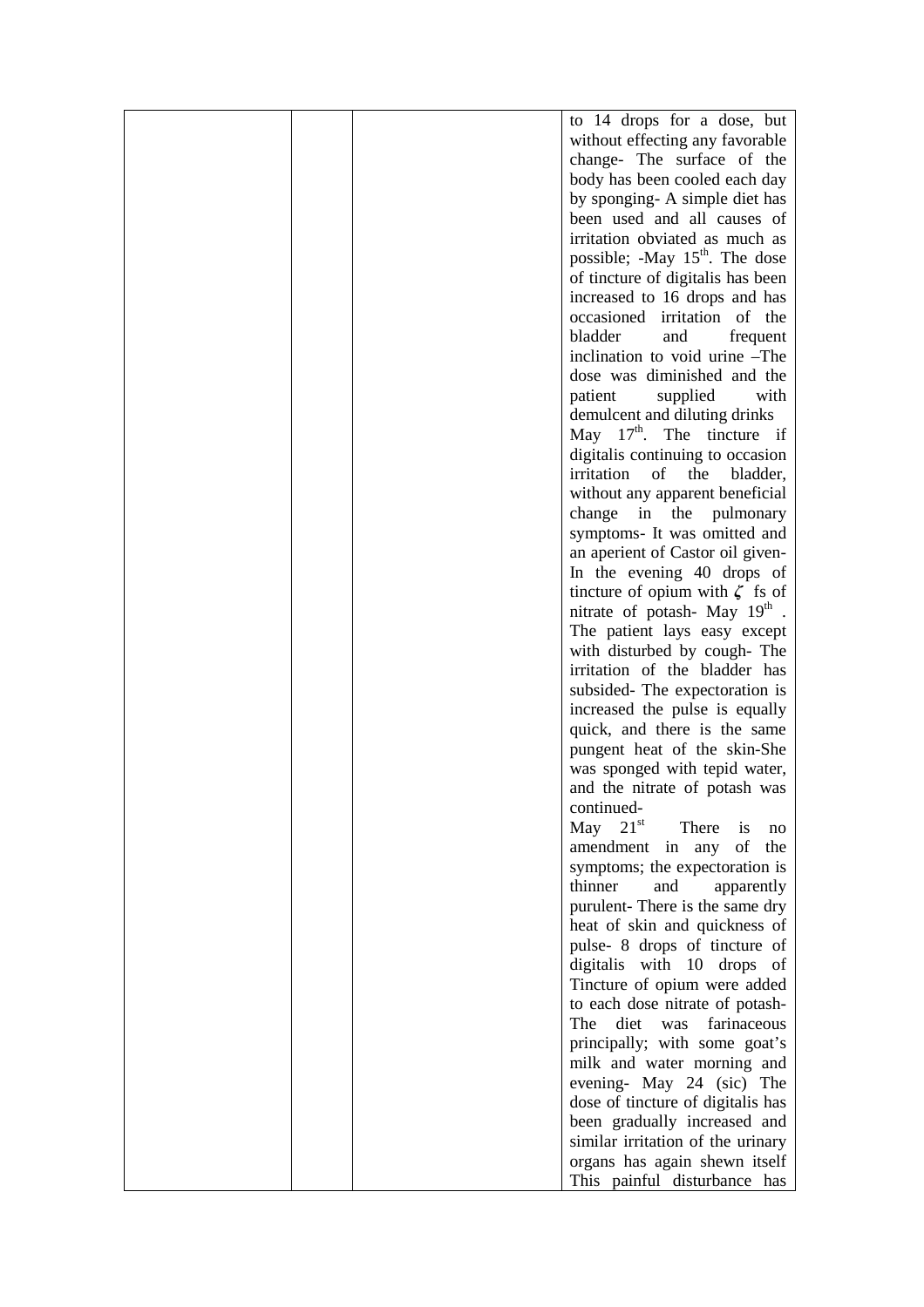| | | | |
|---|---|---|---|
| | | | to 14 drops for a dose, but without effecting any favorable change- The surface of the body has been cooled each day by sponging- A simple diet has been used and all causes of irritation obviated as much as possible; -May 15th. The dose of tincture of digitalis has been increased to 16 drops and has occasioned irritation of the bladder and frequent inclination to void urine –The dose was diminished and the patient supplied with demulcent and diluting drinks May 17th. The tincture if digitalis continuing to occasion irritation of the bladder, without any apparent beneficial change in the pulmonary symptoms- It was omitted and an aperient of Castor oil given- In the evening 40 drops of tincture of opium with ʓ fs of nitrate of potash- May 19th . The patient lays easy except with disturbed by cough- The irritation of the bladder has subsided- The expectoration is increased the pulse is equally quick, and there is the same pungent heat of the skin-She was sponged with tepid water, and the nitrate of potash was continued- May 21st There is no amendment in any of the symptoms; the expectoration is thinner and apparently purulent- There is the same dry heat of skin and quickness of pulse- 8 drops of tincture of digitalis with 10 drops of Tincture of opium were added to each dose nitrate of potash- The diet was farinaceous principally; with some goat's milk and water morning and evening- May 24 (sic) The dose of tincture of digitalis has been gradually increased and similar irritation of the urinary organs has again shewn itself This painful disturbance has |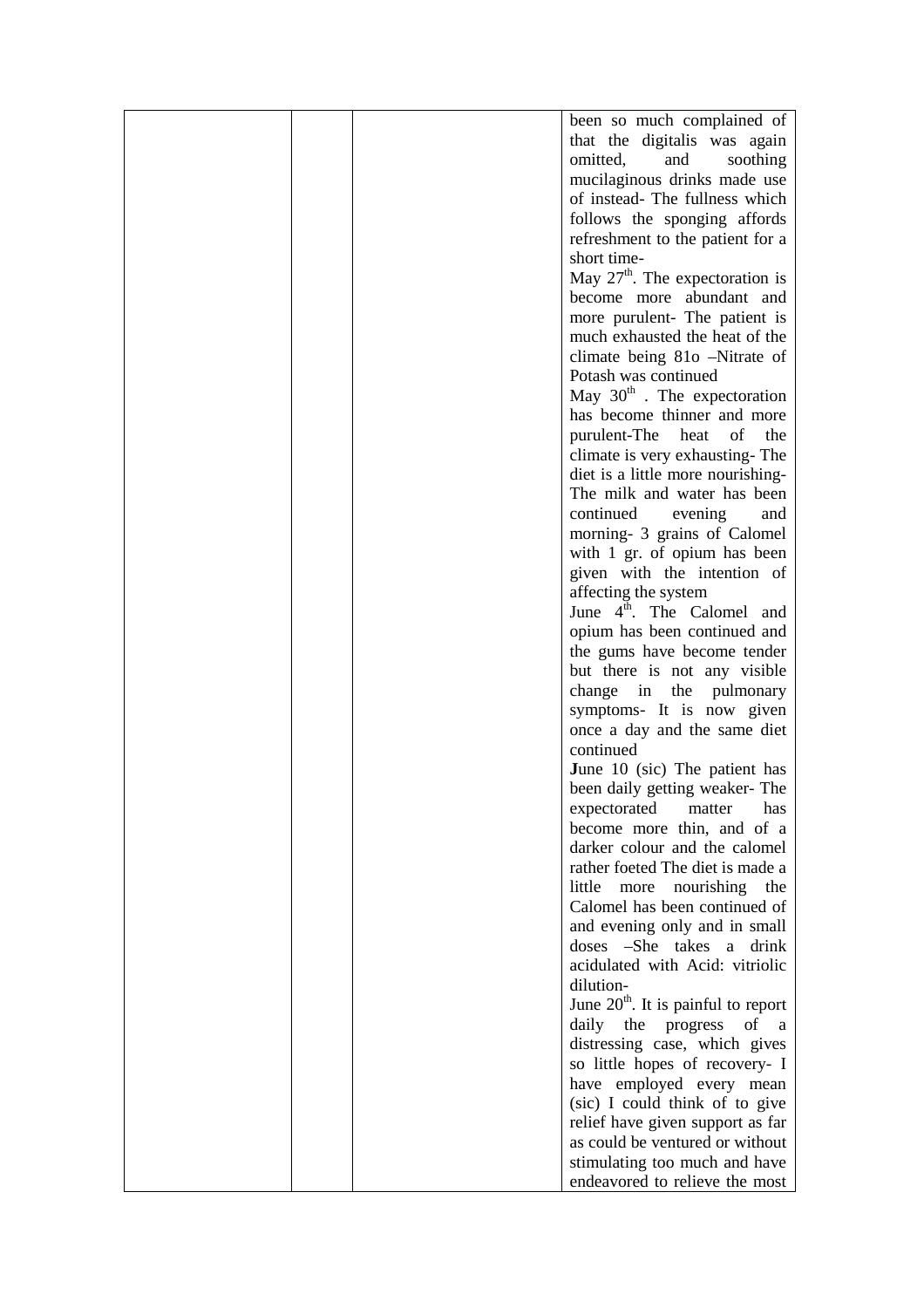| | | | been so much complained of that the digitalis was again omitted, and soothing mucilaginous drinks made use of instead- The fullness which follows the sponging affords refreshment to the patient for a short time-<br>May 27th. The expectoration is become more abundant and more purulent- The patient is much exhausted the heat of the climate being 81o –Nitrate of Potash was continued<br>May 30th . The expectoration has become thinner and more purulent-The heat of the climate is very exhausting- The diet is a little more nourishing- The milk and water has been continued evening and morning- 3 grains of Calomel with 1 gr. of opium has been given with the intention of affecting the system<br>June 4th. The Calomel and opium has been continued and the gums have become tender but there is not any visible change in the pulmonary symptoms- It is now given once a day and the same diet continued<br>June 10 (sic) The patient has been daily getting weaker- The expectorated matter has become more thin, and of a darker colour and the calomel rather foeted The diet is made a little more nourishing the Calomel has been continued of and evening only and in small doses –She takes a drink acidulated with Acid: vitriolic dilution-<br>June 20th. It is painful to report daily the progress of a distressing case, which gives so little hopes of recovery- I have employed every mean (sic) I could think of to give relief have given support as far as could be ventured or without stimulating too much and have endeavored to relieve the most |
|---|---|---|---|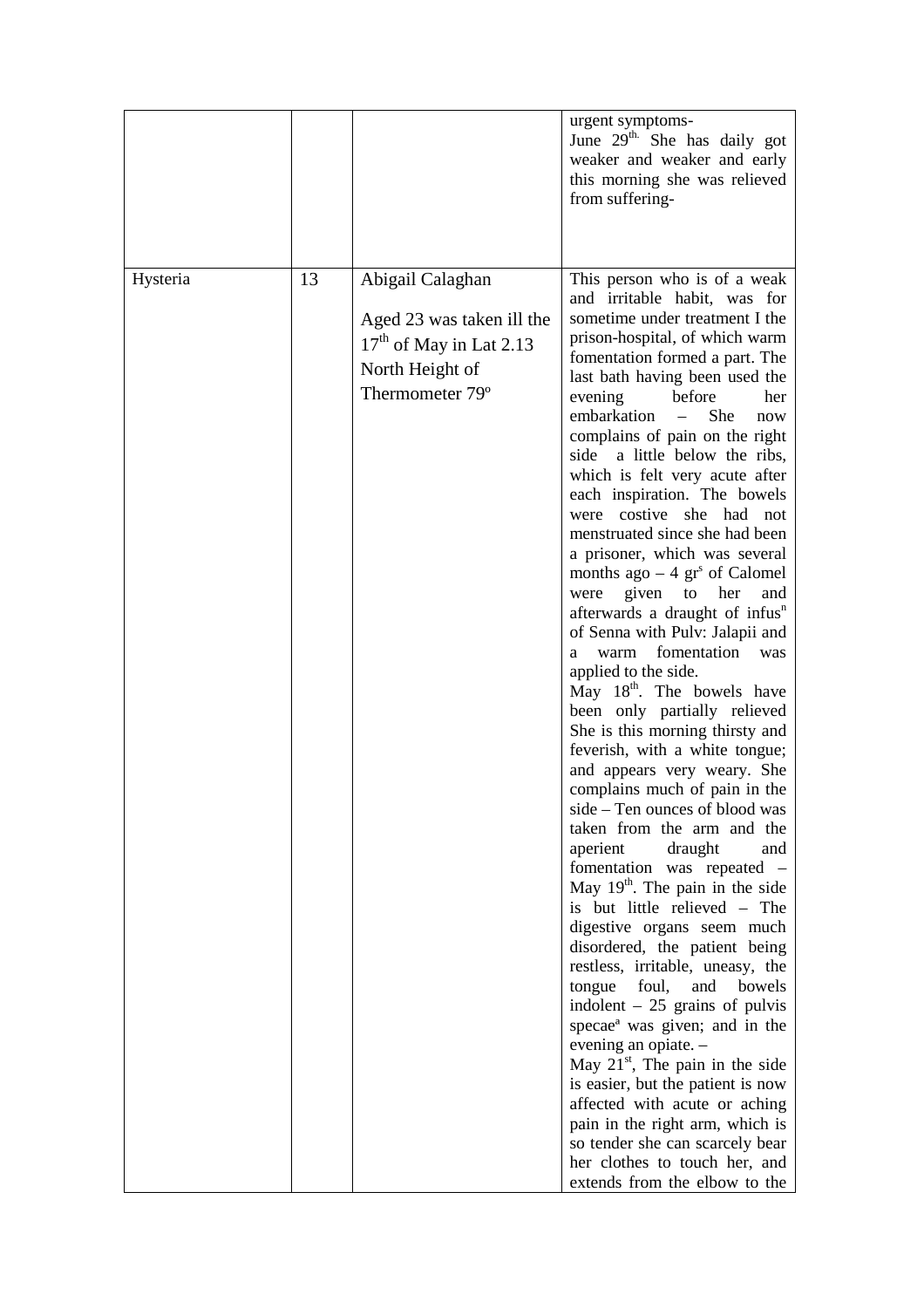|  |  |  |  |
|---|---|---|---|
|  |  |  | urgent symptoms- June 29$^{th.}$ She has daily got weaker and weaker and early this morning she was relieved from suffering- |
| Hysteria | 13 | Abigail Calaghan<br><br>Aged 23 was taken ill the 17$^{th}$ of May in Lat 2.13 North Height of Thermometer 79° | This person who is of a weak and irritable habit, was for sometime under treatment I the prison-hospital, of which warm fomentation formed a part. The last bath having been used the evening before her embarkation – She now complains of pain on the right side a little below the ribs, which is felt very acute after each inspiration. The bowels were costive she had not menstruated since she had been a prisoner, which was several months ago – 4 gr$^{s}$ of Calomel were given to her and afterwards a draught of infus$^{n}$ of Senna with Pulv: Jalapii and a warm fomentation was applied to the side.<br>May 18$^{th}$. The bowels have been only partially relieved She is this morning thirsty and feverish, with a white tongue; and appears very weary. She complains much of pain in the side – Ten ounces of blood was taken from the arm and the aperient draught and fomentation was repeated –<br>May 19$^{th}$. The pain in the side is but little relieved – The digestive organs seem much disordered, the patient being restless, irritable, uneasy, the tongue foul, and bowels indolent – 25 grains of pulvis specae$^{a}$ was given; and in the evening an opiate. –<br>May 21$^{st}$, The pain in the side is easier, but the patient is now affected with acute or aching pain in the right arm, which is so tender she can scarcely bear her clothes to touch her, and extends from the elbow to the |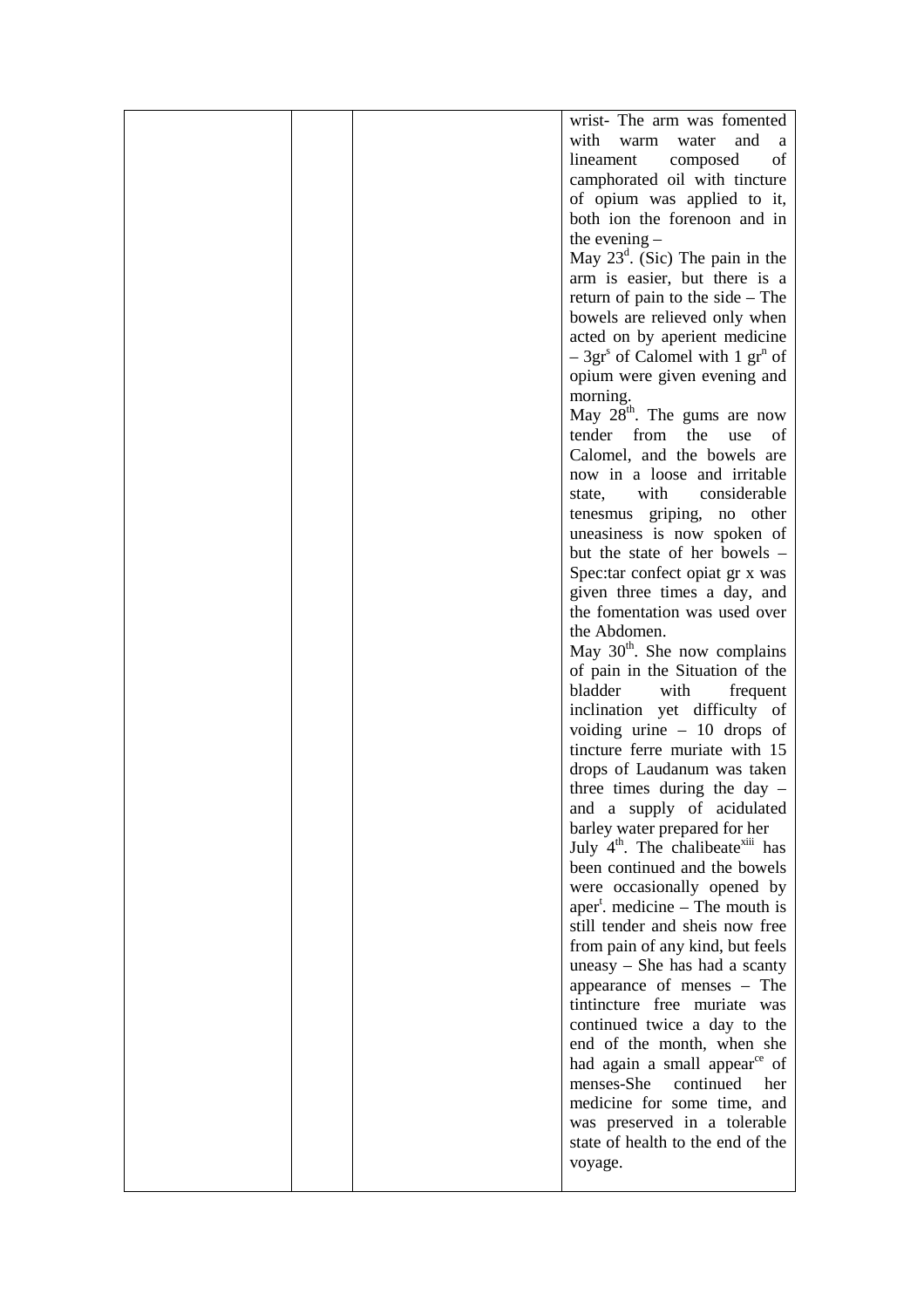| | | | |
|---|---|---|---|
| | | | wrist- The arm was fomented with warm water and a lineament composed of camphorated oil with tincture of opium was applied to it, both ion the forenoon and in the evening – May 23$^{d}$. (Sic) The pain in the arm is easier, but there is a return of pain to the side – The bowels are relieved only when acted on by aperient medicine – 3gr$^{s}$ of Calomel with 1 gr$^{n}$ of opium were given evening and morning. May 28$^{th}$. The gums are now tender from the use of Calomel, and the bowels are now in a loose and irritable state, with considerable tenesmus griping, no other uneasiness is now spoken of but the state of her bowels – Spec:tar confect opiat gr x was given three times a day, and the fomentation was used over the Abdomen. May 30$^{th}$. She now complains of pain in the Situation of the bladder with frequent inclination yet difficulty of voiding urine – 10 drops of tincture ferre muriate with 15 drops of Laudanum was taken three times during the day – and a supply of acidulated barley water prepared for her July 4$^{th}$. The chalibeate[xiii] has been continued and the bowels were occasionally opened by aper$^{t}$. medicine – The mouth is still tender and sheis now free from pain of any kind, but feels uneasy – She has had a scanty appearance of menses – The tintincture free muriate was continued twice a day to the end of the month, when she had again a small appear$^{ce}$ of menses-She continued her medicine for some time, and was preserved in a tolerable state of health to the end of the voyage. |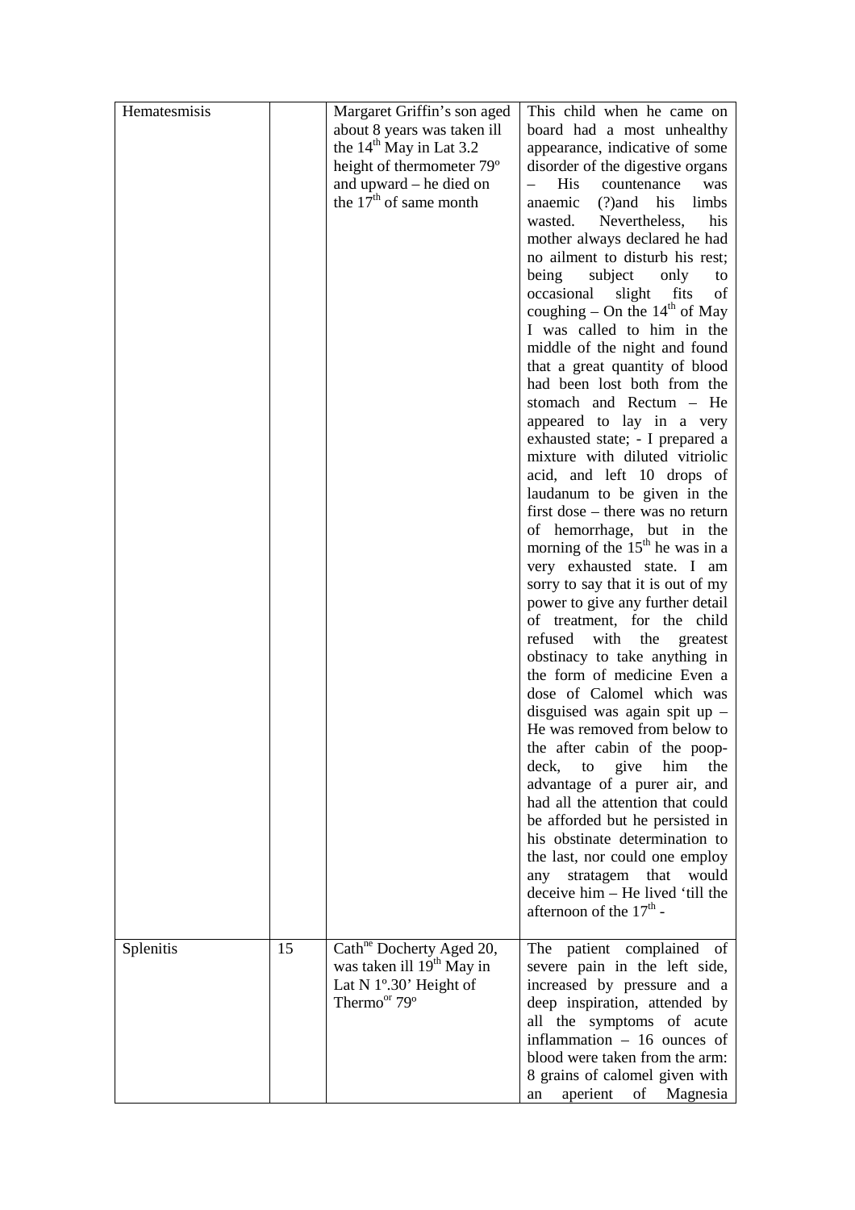| | | | |
|---|---|---|---|
| Hematesmisis | | Margaret Griffin's son aged about 8 years was taken ill the 14th May in Lat 3.2 height of thermometer 79º and upward – he died on the 17th of same month | This child when he came on board had a most unhealthy appearance, indicative of some disorder of the digestive organs – His countenance was anaemic (?)and his limbs wasted. Nevertheless, his mother always declared he had no ailment to disturb his rest; being subject only to occasional slight fits of coughing – On the 14th of May I was called to him in the middle of the night and found that a great quantity of blood had been lost both from the stomach and Rectum – He appeared to lay in a very exhausted state; - I prepared a mixture with diluted vitriolic acid, and left 10 drops of laudanum to be given in the first dose – there was no return of hemorrhage, but in the morning of the 15th he was in a very exhausted state. I am sorry to say that it is out of my power to give any further detail of treatment, for the child refused with the greatest obstinacy to take anything in the form of medicine Even a dose of Calomel which was disguised was again spit up – He was removed from below to the after cabin of the poop-deck, to give him the advantage of a purer air, and had all the attention that could be afforded but he persisted in his obstinate determination to the last, nor could one employ any stratagem that would deceive him – He lived 'till the afternoon of the 17th - |
| Splenitis | 15 | Cathne Docherty Aged 20, was taken ill 19th May in Lat N 1º.30' Height of Thermoor 79º | The patient complained of severe pain in the left side, increased by pressure and a deep inspiration, attended by all the symptoms of acute inflammation – 16 ounces of blood were taken from the arm: 8 grains of calomel given with an aperient of Magnesia |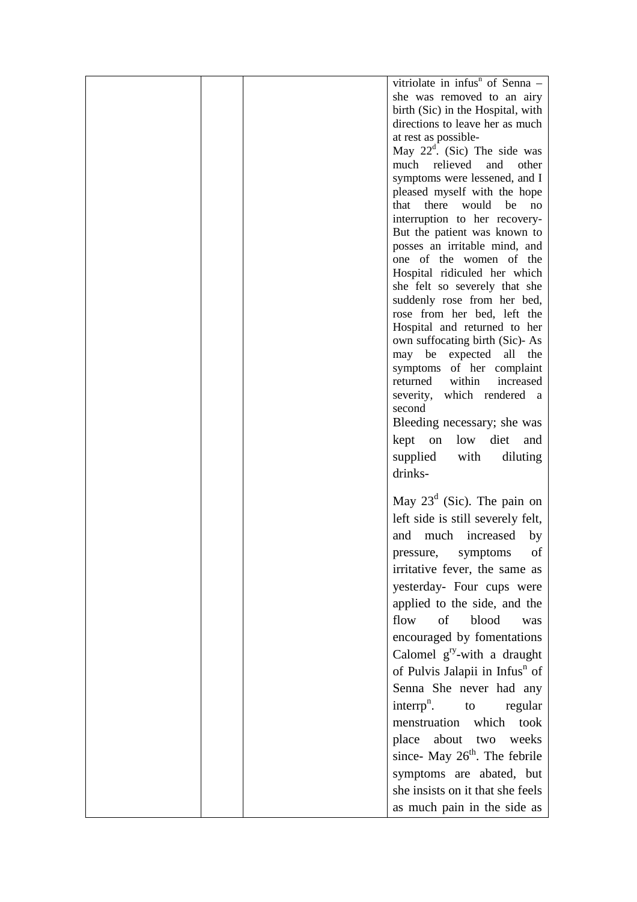| | | | |
|---|---|---|---|
| | | | vitriolate in infus$^{n}$ of Senna – she was removed to an airy birth (Sic) in the Hospital, with directions to leave her as much at rest as possible- May 22$^{d}$. (Sic) The side was much relieved and other symptoms were lessened, and I pleased myself with the hope that there would be no interruption to her recovery- But the patient was known to posses an irritable mind, and one of the women of the Hospital ridiculed her which she felt so severely that she suddenly rose from her bed, rose from her bed, left the Hospital and returned to her own suffocating birth (Sic)- As may be expected all the symptoms of her complaint returned within increased severity, which rendered a second Bleeding necessary; she was kept on low diet and supplied with diluting drinks- May 23$^{d}$ (Sic). The pain on left side is still severely felt, and much increased by pressure, symptoms of irritative fever, the same as yesterday- Four cups were applied to the side, and the flow of blood was encouraged by fomentations Calomel g$^{ry}$-with a draught of Pulvis Jalapii in Infus$^{n}$ of Senna She never had any interrp$^{n}$. to regular menstruation which took place about two weeks since- May 26$^{th}$. The febrile symptoms are abated, but she insists on it that she feels as much pain in the side as |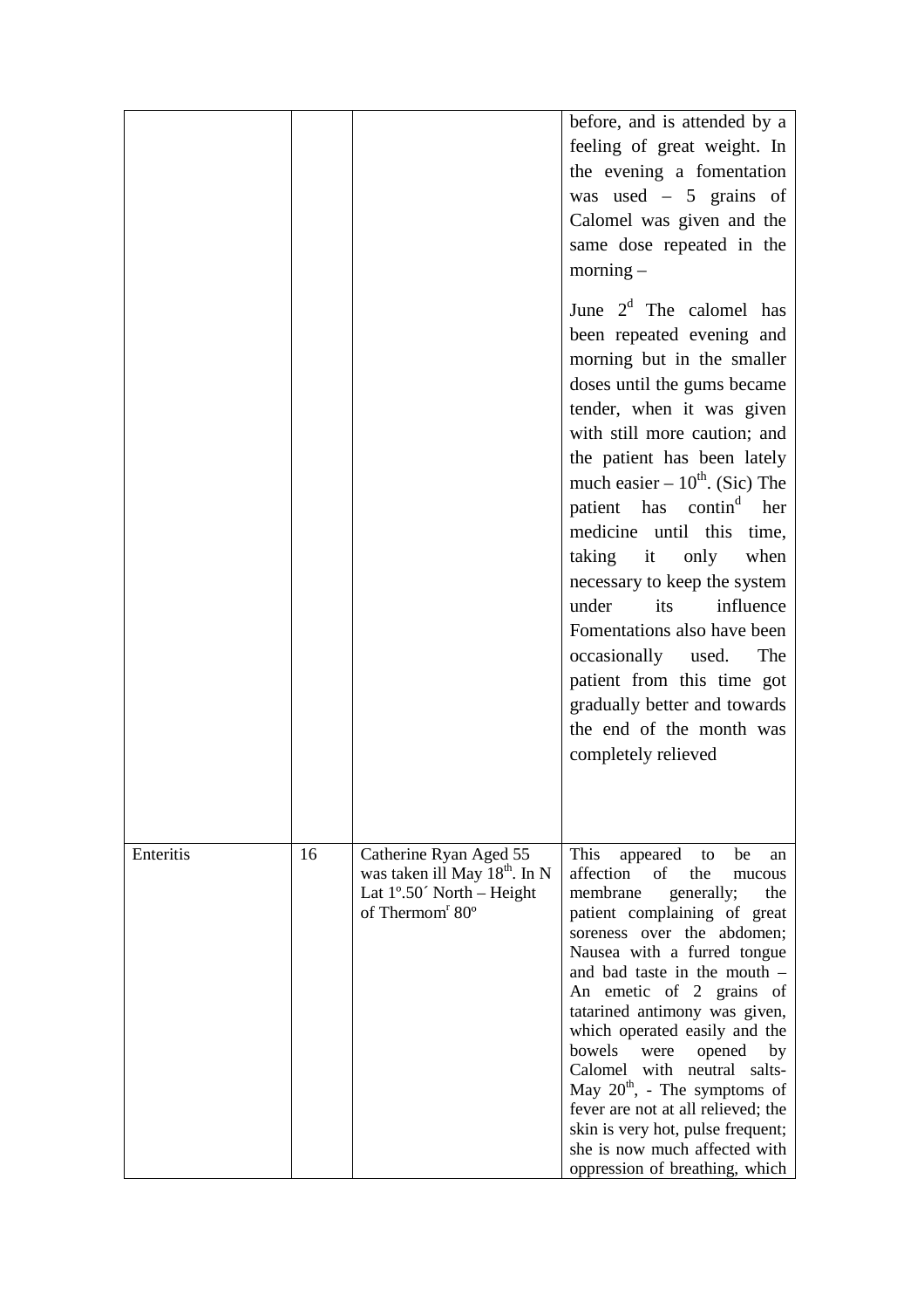| | | | |
|---|---|---|---|
| | | | before, and is attended by a feeling of great weight. In the evening a fomentation was used – 5 grains of Calomel was given and the same dose repeated in the morning – <br><br> June 2[d] The calomel has been repeated evening and morning but in the smaller doses until the gums became tender, when it was given with still more caution; and the patient has been lately much easier – 10[th]. (Sic) The patient has contin[d] her medicine until this time, taking it only when necessary to keep the system under its influence Fomentations also have been occasionally used. The patient from this time got gradually better and towards the end of the month was completely relieved |
| Enteritis | 16 | Catherine Ryan Aged 55 was taken ill May 18[th]. In N Lat 1º.50´ North – Height of Thermom[r] 80º | This appeared to be an affection of the mucous membrane generally; the patient complaining of great soreness over the abdomen; Nausea with a furred tongue and bad taste in the mouth – An emetic of 2 grains of tatarined antimony was given, which operated easily and the bowels were opened by Calomel with neutral salts- May 20[th], - The symptoms of fever are not at all relieved; the skin is very hot, pulse frequent; she is now much affected with oppression of breathing, which |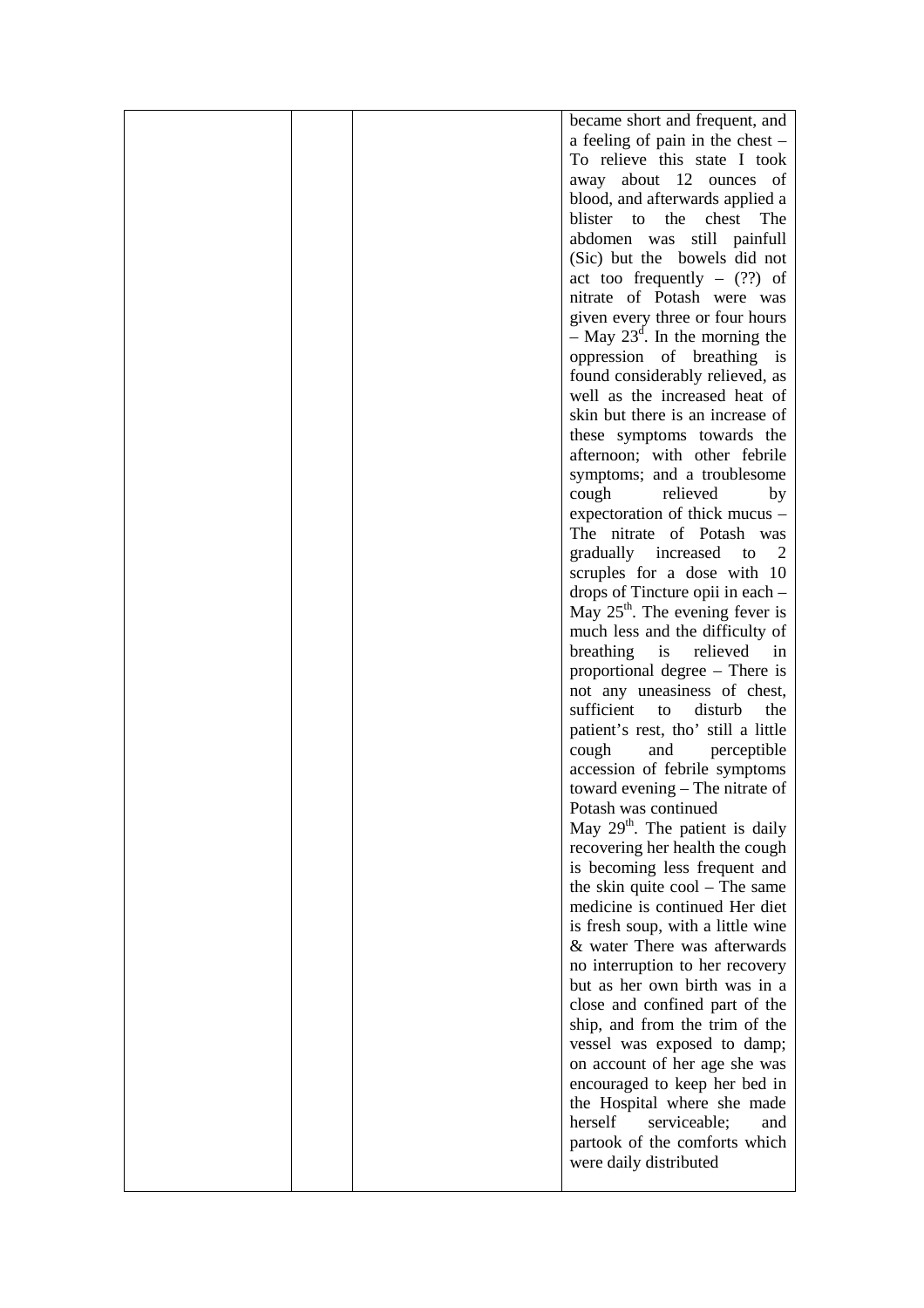| | | | |
|---|---|---|---|
| | | | became short and frequent, and a feeling of pain in the chest – To relieve this state I took away about 12 ounces of blood, and afterwards applied a blister to the chest The abdomen was still painfull (Sic) but the bowels did not act too frequently – (??) of nitrate of Potash were was given every three or four hours – May 23[d]. In the morning the oppression of breathing is found considerably relieved, as well as the increased heat of skin but there is an increase of these symptoms towards the afternoon; with other febrile symptoms; and a troublesome cough relieved by expectoration of thick mucus – The nitrate of Potash was gradually increased to 2 scruples for a dose with 10 drops of Tincture opii in each – May 25[th]. The evening fever is much less and the difficulty of breathing is relieved in proportional degree – There is not any uneasiness of chest, sufficient to disturb the patient's rest, tho' still a little cough and perceptible accession of febrile symptoms toward evening – The nitrate of Potash was continued<br>May 29[th]. The patient is daily recovering her health the cough is becoming less frequent and the skin quite cool – The same medicine is continued Her diet is fresh soup, with a little wine & water There was afterwards no interruption to her recovery but as her own birth was in a close and confined part of the ship, and from the trim of the vessel was exposed to damp; on account of her age she was encouraged to keep her bed in the Hospital where she made herself serviceable; and partook of the comforts which were daily distributed |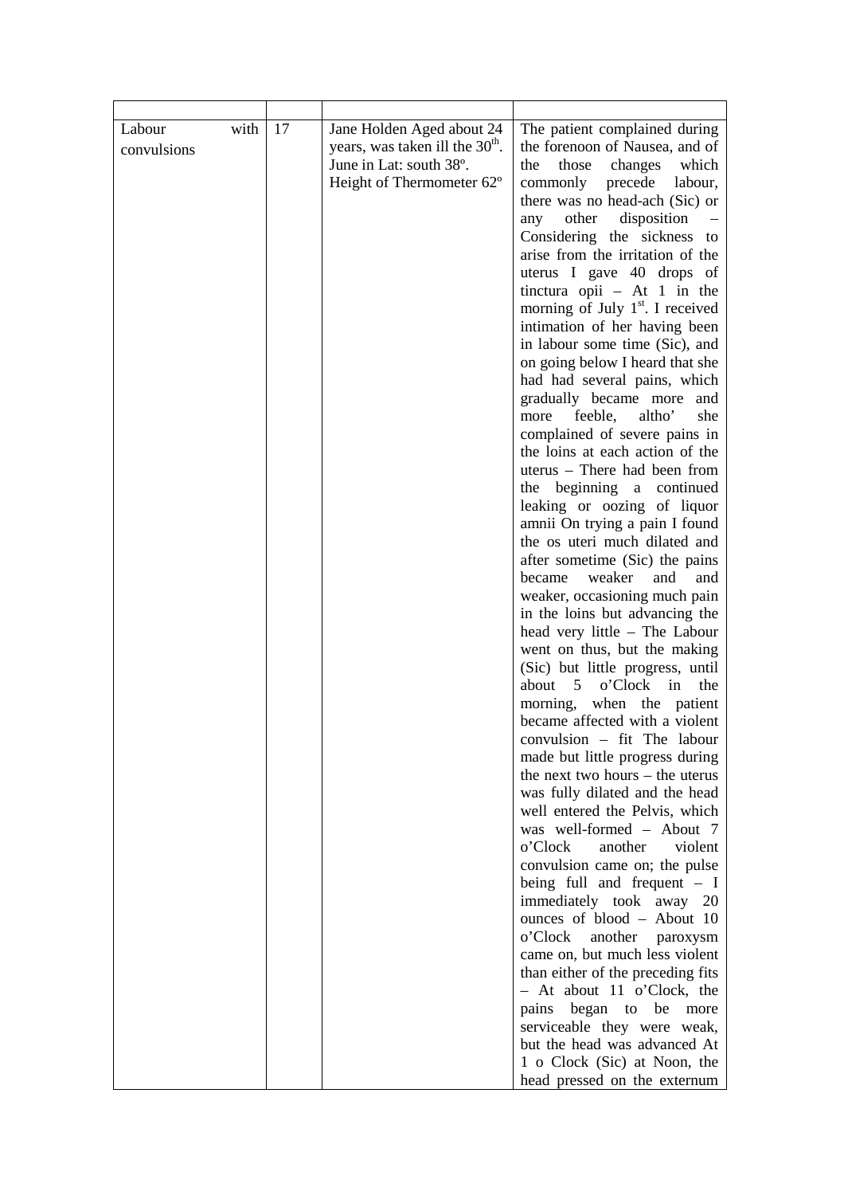| | | | |
|---|---|---|---|
| Labour with convulsions | 17 | Jane Holden Aged about 24 years, was taken ill the 30th. June in Lat: south 38º. Height of Thermometer 62º | The patient complained during the forenoon of Nausea, and of the those changes which commonly precede labour, there was no head-ach (Sic) or any other disposition – Considering the sickness to arise from the irritation of the uterus I gave 40 drops of tinctura opii – At 1 in the morning of July 1st. I received intimation of her having been in labour some time (Sic), and on going below I heard that she had had several pains, which gradually became more and more feeble, altho' she complained of severe pains in the loins at each action of the uterus – There had been from the beginning a continued leaking or oozing of liquor amnii On trying a pain I found the os uteri much dilated and after sometime (Sic) the pains became weaker and and weaker, occasioning much pain in the loins but advancing the head very little – The Labour went on thus, but the making (Sic) but little progress, until about 5 o'Clock in the morning, when the patient became affected with a violent convulsion – fit The labour made but little progress during the next two hours – the uterus was fully dilated and the head well entered the Pelvis, which was well-formed – About 7 o'Clock another violent convulsion came on; the pulse being full and frequent – I immediately took away 20 ounces of blood – About 10 o'Clock another paroxysm came on, but much less violent than either of the preceding fits – At about 11 o'Clock, the pains began to be more serviceable they were weak, but the head was advanced At 1 o Clock (Sic) at Noon, the head pressed on the externum |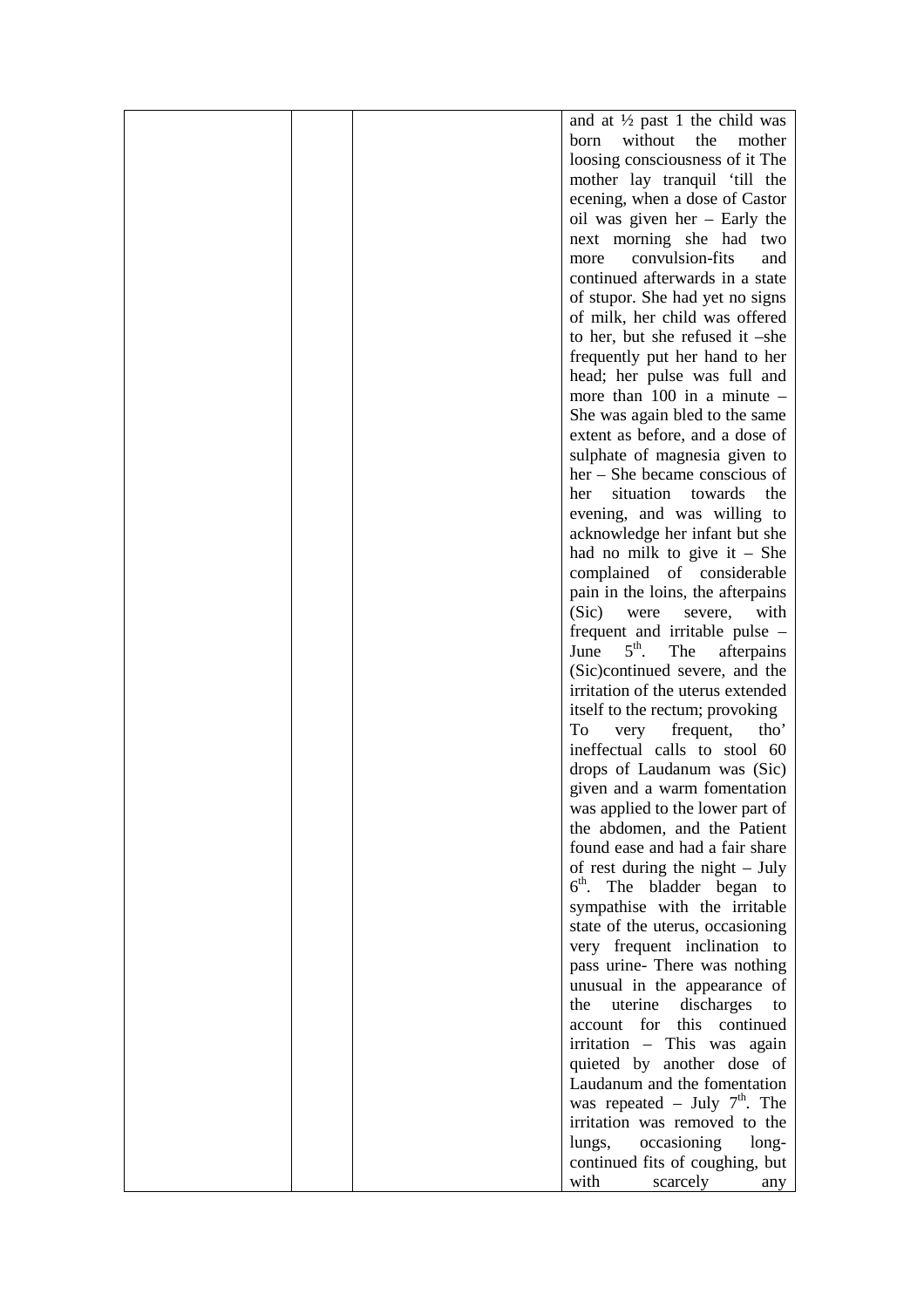| | | | and at ½ past 1 the child was born without the mother loosing consciousness of it The mother lay tranquil 'till the ecening, when a dose of Castor oil was given her – Early the next morning she had two more convulsion-fits and continued afterwards in a state of stupor. She had yet no signs of milk, her child was offered to her, but she refused it –she frequently put her hand to her head; her pulse was full and more than 100 in a minute – She was again bled to the same extent as before, and a dose of sulphate of magnesia given to her – She became conscious of her situation towards the evening, and was willing to acknowledge her infant but she had no milk to give it – She complained of considerable pain in the loins, the afterpains (Sic) were severe, with frequent and irritable pulse – June 5th. The afterpains (Sic)continued severe, and the irritation of the uterus extended itself to the rectum; provoking To very frequent, tho' ineffectual calls to stool 60 drops of Laudanum was (Sic) given and a warm fomentation was applied to the lower part of the abdomen, and the Patient found ease and had a fair share of rest during the night – July 6th. The bladder began to sympathise with the irritable state of the uterus, occasioning very frequent inclination to pass urine- There was nothing unusual in the appearance of the uterine discharges to account for this continued irritation – This was again quieted by another dose of Laudanum and the fomentation was repeated – July 7th. The irritation was removed to the lungs, occasioning long-continued fits of coughing, but with scarcely any |
|---|---|---|---|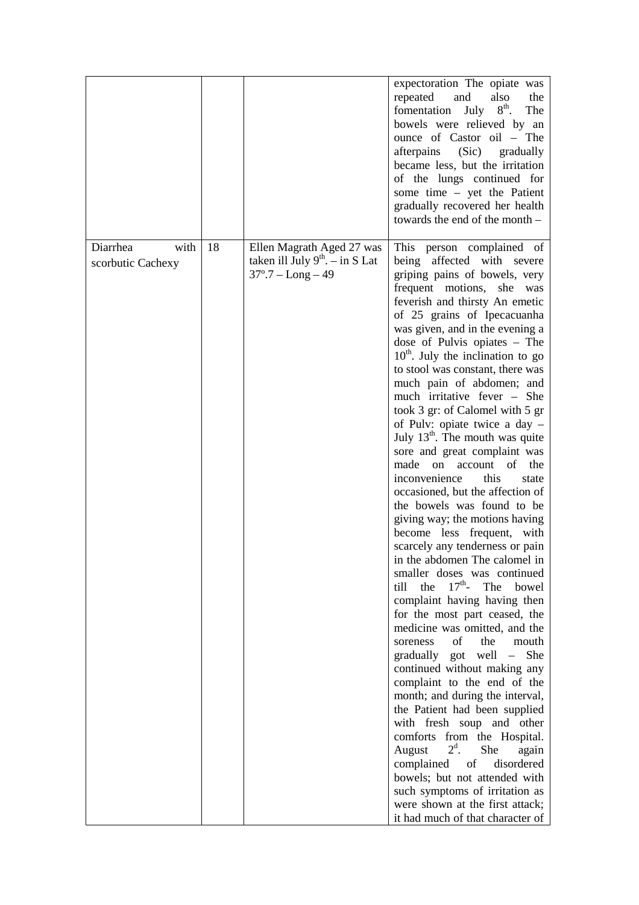| | | | |
|---|---|---|---|
| | | | expectoration The opiate was repeated and also the fomentation July 8th. The bowels were relieved by an ounce of Castor oil – The afterpains (Sic) gradually became less, but the irritation of the lungs continued for some time – yet the Patient gradually recovered her health towards the end of the month – |
| Diarrhea with scorbutic Cachexy | 18 | Ellen Magrath Aged 27 was taken ill July 9th. – in S Lat 37°.7 – Long – 49 | This person complained of being affected with severe griping pains of bowels, very frequent motions, she was feverish and thirsty An emetic of 25 grains of Ipecacuanha was given, and in the evening a dose of Pulvis opiates – The 10th. July the inclination to go to stool was constant, there was much pain of abdomen; and much irritative fever – She took 3 gr: of Calomel with 5 gr of Pulv: opiate twice a day – July 13th. The mouth was quite sore and great complaint was made on account of the inconvenience this state occasioned, but the affection of the bowels was found to be giving way; the motions having become less frequent, with scarcely any tenderness or pain in the abdomen The calomel in smaller doses was continued till the 17th- The bowel complaint having having then for the most part ceased, the medicine was omitted, and the soreness of the mouth gradually got well – She continued without making any complaint to the end of the month; and during the interval, the Patient had been supplied with fresh soup and other comforts from the Hospital. August 2d. She again complained of disordered bowels; but not attended with such symptoms of irritation as were shown at the first attack; it had much of that character of |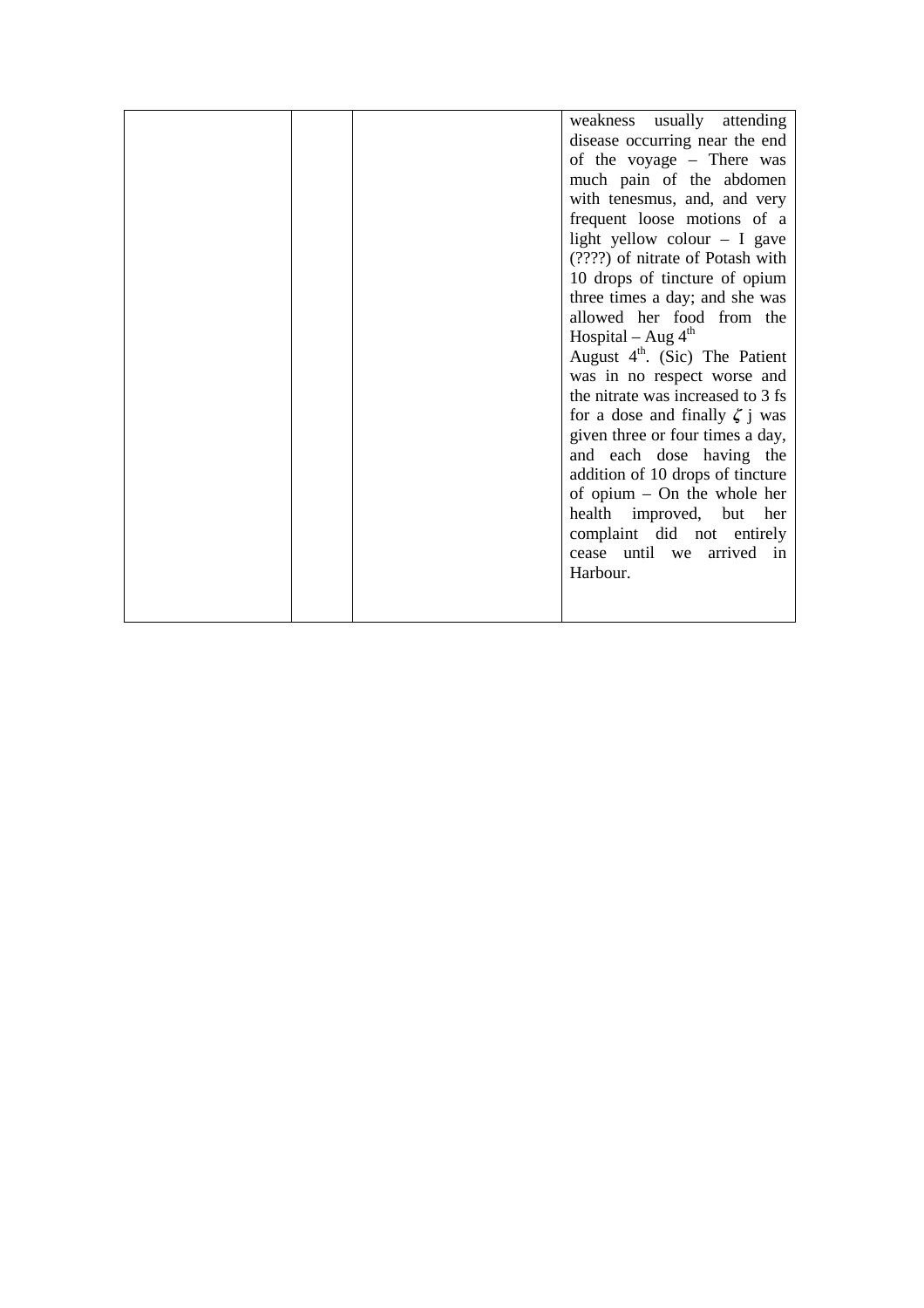|  |  |  | weakness usually attending disease occurring near the end of the voyage – There was much pain of the abdomen with tenesmus, and, and very frequent loose motions of a light yellow colour – I gave (????) of nitrate of Potash with 10 drops of tincture of opium three times a day; and she was allowed her food from the Hospital – Aug 4th<br>August 4th. (Sic) The Patient was in no respect worse and the nitrate was increased to 3 fs for a dose and finally ζ j was given three or four times a day, and each dose having the addition of 10 drops of tincture of opium – On the whole her health improved, but her complaint did not entirely cease until we arrived in Harbour. |
|---|---|---|---|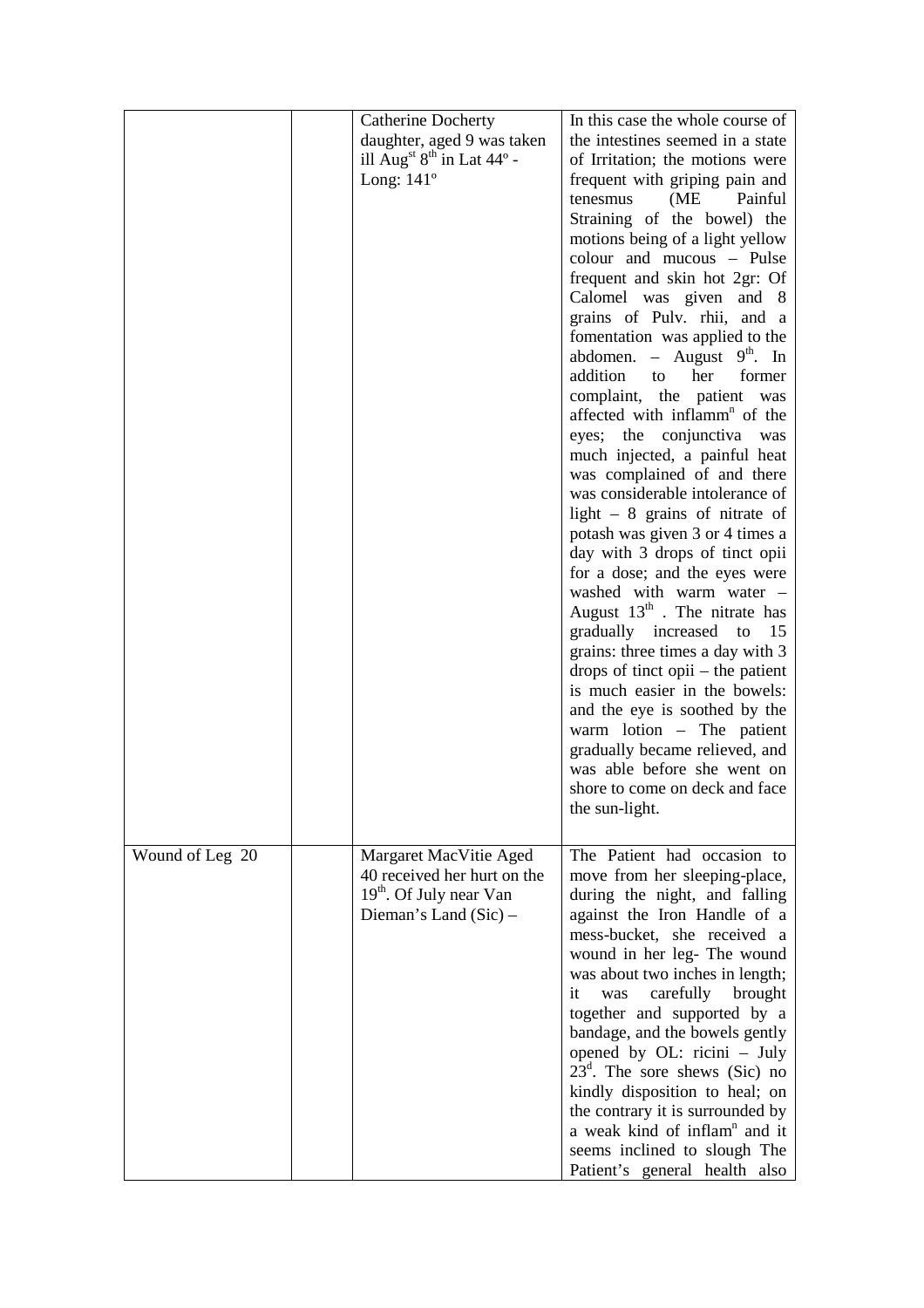|  |  |  |  |
|---|---|---|---|
|  |  | Catherine Docherty daughter, aged 9 was taken ill Aug[st] 8[th] in Lat 44º - Long: 141º | In this case the whole course of the intestines seemed in a state of Irritation; the motions were frequent with griping pain and tenesmus (ME Painful Straining of the bowel) the motions being of a light yellow colour and mucous – Pulse frequent and skin hot 2gr: Of Calomel was given and 8 grains of Pulv. rhii, and a fomentation was applied to the abdomen. – August 9[th]. In addition to her former complaint, the patient was affected with inflamm[n] of the eyes; the conjunctiva was much injected, a painful heat was complained of and there was considerable intolerance of light – 8 grains of nitrate of potash was given 3 or 4 times a day with 3 drops of tinct opii for a dose; and the eyes were washed with warm water – August 13[th] . The nitrate has gradually increased to 15 grains: three times a day with 3 drops of tinct opii – the patient is much easier in the bowels: and the eye is soothed by the warm lotion – The patient gradually became relieved, and was able before she went on shore to come on deck and face the sun-light. |
| Wound of Leg 20 |  | Margaret MacVitie Aged 40 received her hurt on the 19[th]. Of July near Van Dieman's Land (Sic) – | The Patient had occasion to move from her sleeping-place, during the night, and falling against the Iron Handle of a mess-bucket, she received a wound in her leg- The wound was about two inches in length; it was carefully brought together and supported by a bandage, and the bowels gently opened by OL: ricini – July 23[d]. The sore shews (Sic) no kindly disposition to heal; on the contrary it is surrounded by a weak kind of inflam[n] and it seems inclined to slough The Patient's general health also |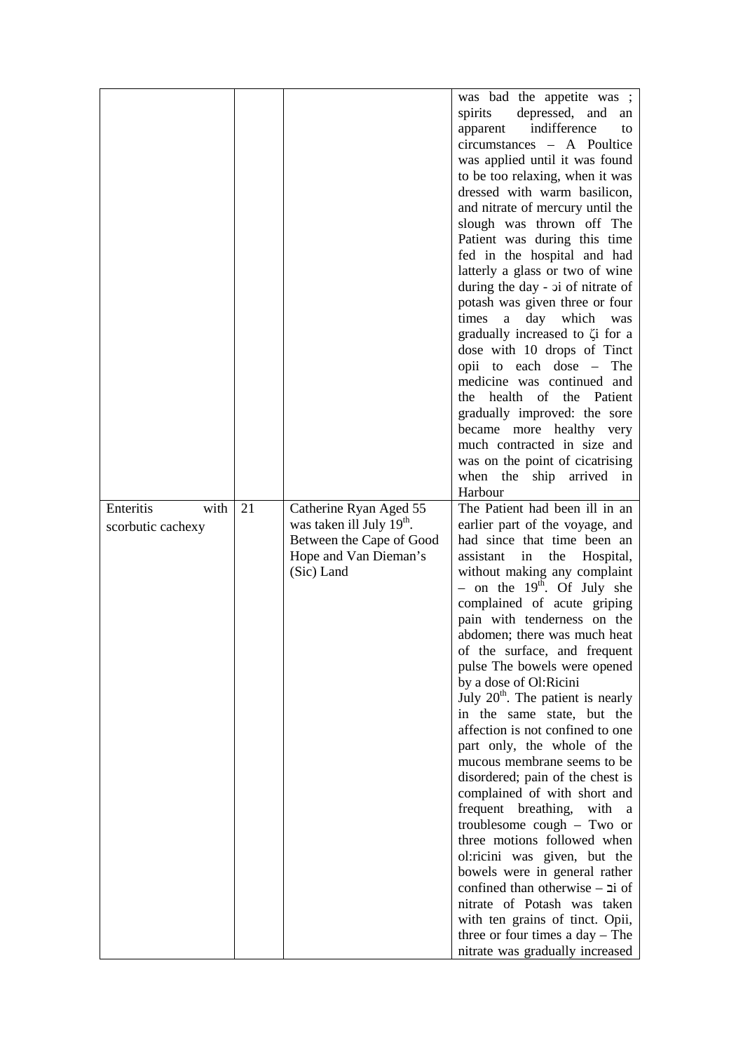| | | | |
|---|---|---|---|
| | | | was bad the appetite was ; spirits depressed, and an apparent indifference to circumstances – A Poultice was applied until it was found to be too relaxing, when it was dressed with warm basilicon, and nitrate of mercury until the slough was thrown off The Patient was during this time fed in the hospital and had latterly a glass or two of wine during the day - ɔi of nitrate of potash was given three or four times a day which was gradually increased to ʒi for a dose with 10 drops of Tinct opii to each dose – The medicine was continued and the health of the Patient gradually improved: the sore became more healthy very much contracted in size and was on the point of cicatrising when the ship arrived in Harbour |
| Enteritis with scorbutic cachexy | 21 | Catherine Ryan Aged 55 was taken ill July 19th. Between the Cape of Good Hope and Van Dieman's (Sic) Land | The Patient had been ill in an earlier part of the voyage, and had since that time been an assistant in the Hospital, without making any complaint – on the 19th. Of July she complained of acute griping pain with tenderness on the abdomen; there was much heat of the surface, and frequent pulse The bowels were opened by a dose of Ol:Ricini<br>July 20th. The patient is nearly in the same state, but the affection is not confined to one part only, the whole of the mucous membrane seems to be disordered; pain of the chest is complained of with short and frequent breathing, with a troublesome cough – Two or three motions followed when ol:ricini was given, but the bowels were in general rather confined than otherwise – ℈i of nitrate of Potash was taken with ten grains of tinct. Opii, three or four times a day – The nitrate was gradually increased |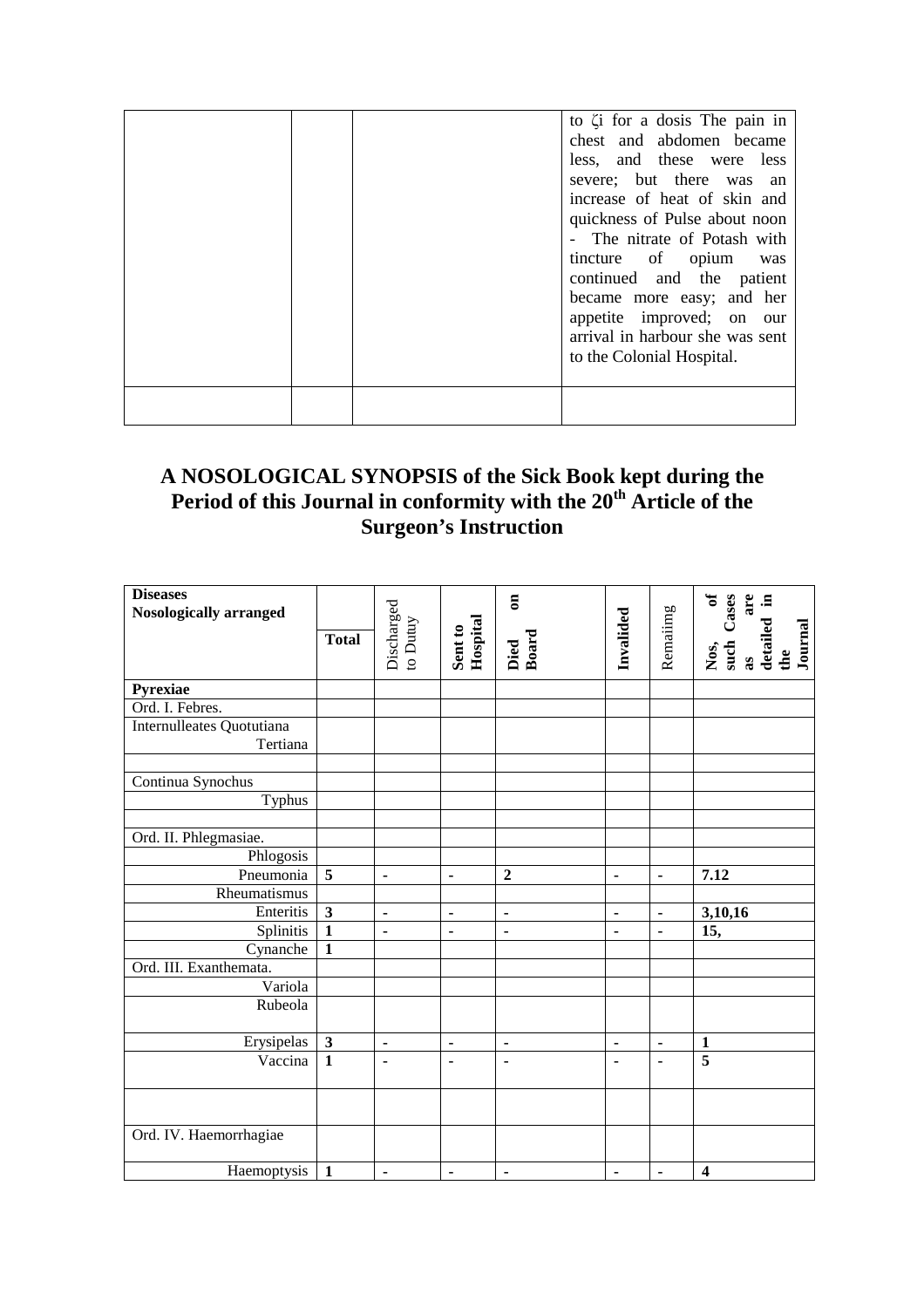|  |  |  | to ζi for a dosis The pain in chest and abdomen became less, and these were less severe; but there was an increase of heat of skin and quickness of Pulse about noon - The nitrate of Potash with tincture of opium was continued and the patient became more easy; and her appetite improved; on our arrival in harbour she was sent to the Colonial Hospital. |
| --- | --- | --- | --- |
|  |  |  |  |

## A NOSOLOGICAL SYNOPSIS of the Sick Book kept during the Period of this Journal in conformity with the 20th Article of the Surgeon's Instruction

| **Diseases Nosologically arranged** | **Total** | Discharged to Dutuy | **Sent to Hospital** | **Died on Board** | **Invalided** | Remaiimg | **Nos, of such Cases are as detailed in the Journal** |
| --- | --- | --- | --- | --- | --- | --- | --- |
| **Pyrexiae** |  |  |  |  |  |  |  |
| Ord. I. Febres. |  |  |  |  |  |  |  |
| Internulleates Quotutiana Tertiana |  |  |  |  |  |  |  |
|  |  |  |  |  |  |  |  |
| Continua Synochus |  |  |  |  |  |  |  |
| Typhus |  |  |  |  |  |  |  |
|  |  |  |  |  |  |  |  |
| Ord. II. Phlegmasiae. |  |  |  |  |  |  |  |
| Phlogosis |  |  |  |  |  |  |  |
| Pneumonia | **5** | **-** | **-** | **2** | **-** | **-** | **7.12** |
| Rheumatismus |  |  |  |  |  |  |  |
| Enteritis | **3** | **-** | **-** | **-** | **-** | **-** | **3,10,16** |
| Splinitis | **1** | **-** | **-** | **-** | **-** | **-** | **15,** |
| Cynanche | **1** |  |  |  |  |  |  |
| Ord. III. Exanthemata. |  |  |  |  |  |  |  |
| Variola |  |  |  |  |  |  |  |
| Rubeola |  |  |  |  |  |  |  |
| Erysipelas | **3** | **-** | **-** | **-** | **-** | **-** | **1** |
| Vaccina | **1** | **-** | **-** | **-** | **-** | **-** | **5** |
|  |  |  |  |  |  |  |  |
| Ord. IV. Haemorrhagiae |  |  |  |  |  |  |  |
| Haemoptysis | **1** | **-** | **-** | **-** | **-** | **-** | **4** |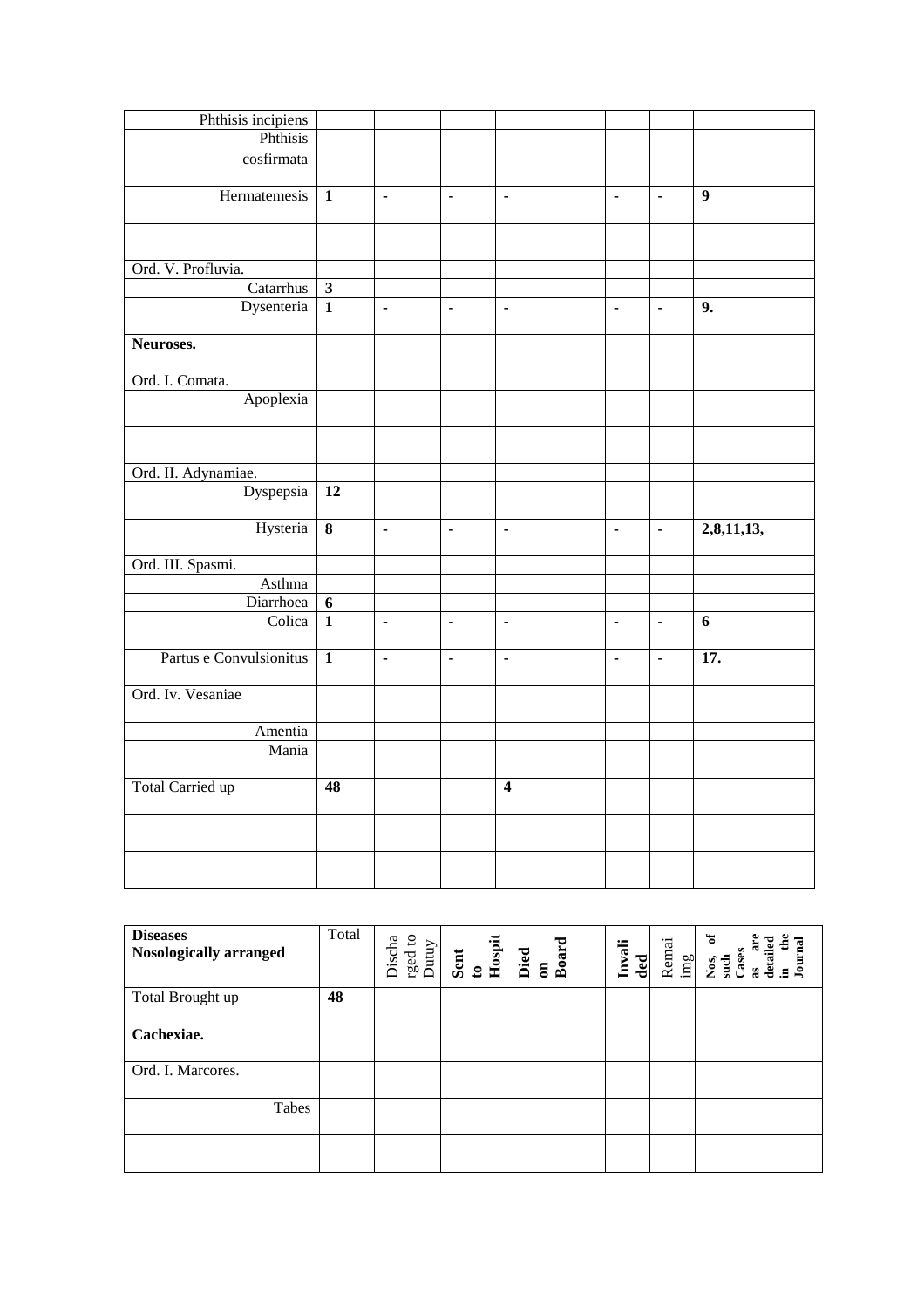| | | | | | | | |
|---|---|---|---|---|---|---|---|
| Phthisis incipiens | | | | | | | |
| Phthisis cosfirmata | | | | | | | |
| Hermatemesis | **1** | - | - | - | - | - | **9** |
| | | | | | | | |
| Ord. V. Profluvia. | | | | | | | |
| Catarrhus | **3** | | | | | | |
| Dysenteria | **1** | - | - | - | - | - | **9.** |
| **Neuroses.** | | | | | | | |
| Ord. I. Comata. | | | | | | | |
| Apoplexia | | | | | | | |
| | | | | | | | |
| Ord. II. Adynamiae. | | | | | | | |
| Dyspepsia | **12** | | | | | | |
| Hysteria | **8** | - | - | - | - | - | **2,8,11,13,** |
| Ord. III. Spasmi. | | | | | | | |
| Asthma | | | | | | | |
| Diarrhoea | **6** | | | | | | |
| Colica | **1** | - | - | - | - | - | **6** |
| Partus e Convulsionitus | **1** | - | - | - | - | - | **17.** |
| Ord. Iv. Vesaniae | | | | | | | |
| Amentia | | | | | | | |
| Mania | | | | | | | |
| Total Carried up | **48** | | | **4** | | | |
| | | | | | | | |
| | | | | | | | |

| **Diseases Nosologically arranged** | Total | Discharged to Dutuy | **Sent to Hospit** | **Died on Board** | **Invalided** | Remaiimg | **Nos, of such Cases as are detailed in the Journal** |
|---|---|---|---|---|---|---|---|
| Total Brought up | **48** | | | | | | |
| **Cachexiae.** | | | | | | | |
| Ord. I. Marcores. | | | | | | | |
| Tabes | | | | | | | |
| | | | | | | | |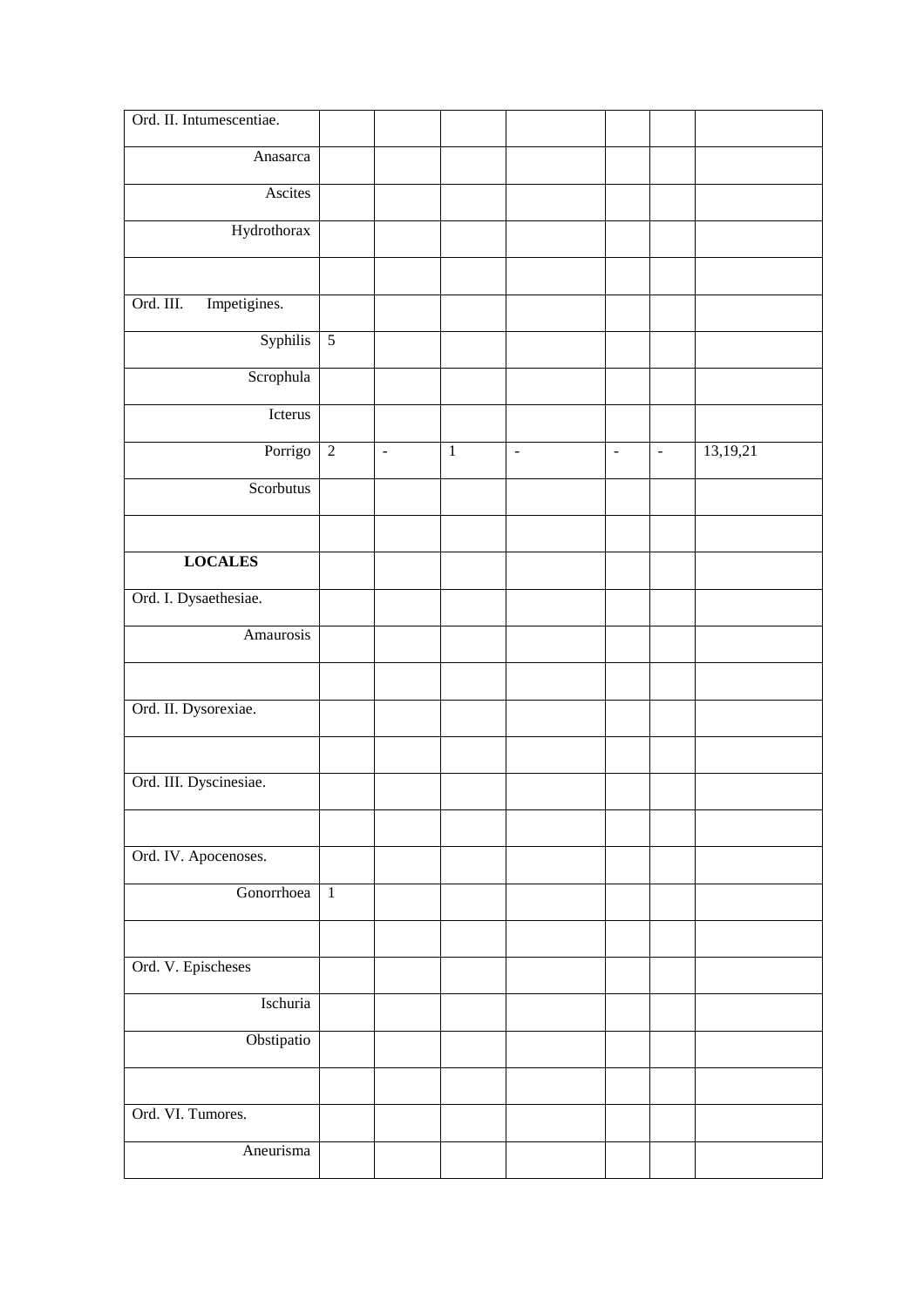| Ord. II. Intumescentiae. | | | | | | | |
|---|---|---|---|---|---|---|---|
| Anasarca | | | | | | | |
| Ascites | | | | | | | |
| Hydrothorax | | | | | | | |
| | | | | | | | |
| Ord. III. Impetigines. | | | | | | | |
| Syphilis | 5 | | | | | | |
| Scrophula | | | | | | | |
| Icterus | | | | | | | |
| Porrigo | 2 | - | 1 | - | - | - | 13,19,21 |
| Scorbutus | | | | | | | |
| | | | | | | | |
| **LOCALES** | | | | | | | |
| Ord. I. Dysaethesiae. | | | | | | | |
| Amaurosis | | | | | | | |
| | | | | | | | |
| Ord. II. Dysorexiae. | | | | | | | |
| | | | | | | | |
| Ord. III. Dyscinesiae. | | | | | | | |
| | | | | | | | |
| Ord. IV. Apocenoses. | | | | | | | |
| Gonorrhoea | 1 | | | | | | |
| | | | | | | | |
| Ord. V. Epischeses | | | | | | | |
| Ischuria | | | | | | | |
| Obstipatio | | | | | | | |
| | | | | | | | |
| Ord. VI. Tumores. | | | | | | | |
| Aneurisma | | | | | | | |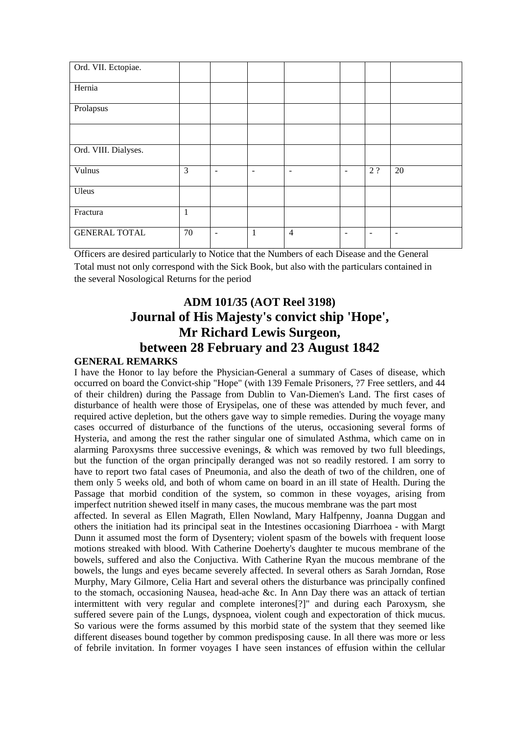| Ord. VII. Ectopiae. | | | | | | | |
|---|---|---|---|---|---|---|---|
| Hernia | | | | | | | |
| Prolapsus | | | | | | | |
| | | | | | | | |
| Ord. VIII. Dialyses. | | | | | | | |
| Vulnus | 3 | - | - | - | - | 2 ? | 20 |
| Uleus | | | | | | | |
| Fractura | 1 | | | | | | |
| GENERAL TOTAL | 70 | - | 1 | 4 | - | - | - |

Officers are desired particularly to Notice that the Numbers of each Disease and the General Total must not only correspond with the Sick Book, but also with the particulars contained in the several Nosological Returns for the period

# ADM 101/35 (AOT Reel 3198)
# Journal of His Majesty's convict ship 'Hope', Mr Richard Lewis Surgeon, between 28 February and 23 August 1842

**GENERAL REMARKS**

I have the Honor to lay before the Physician-General a summary of Cases of disease, which occurred on board the Convict-ship "Hope" (with 139 Female Prisoners, ?7 Free settlers, and 44 of their children) during the Passage from Dublin to Van-Diemen's Land. The first cases of disturbance of health were those of Erysipelas, one of these was attended by much fever, and required active depletion, but the others gave way to simple remedies. During the voyage many cases occurred of disturbance of the functions of the uterus, occasioning several forms of Hysteria, and among the rest the rather singular one of simulated Asthma, which came on in alarming Paroxysms three successive evenings, & which was removed by two full bleedings, but the function of the organ principally deranged was not so readily restored. I am sorry to have to report two fatal cases of Pneumonia, and also the death of two of the children, one of them only 5 weeks old, and both of whom came on board in an ill state of Health. During the Passage that morbid condition of the system, so common in these voyages, arising from imperfect nutrition shewed itself in many cases, the mucous membrane was the part most affected. In several as Ellen Magrath, Ellen Nowland, Mary Halfpenny, Joanna Duggan and others the initiation had its principal seat in the Intestines occasioning Diarrhoea - with Margt Dunn it assumed most the form of Dysentery; violent spasm of the bowels with frequent loose motions streaked with blood. With Catherine Doeherty's daughter te mucous membrane of the bowels, suffered and also the Conjuctiva. With Catherine Ryan the mucous membrane of the bowels, the lungs and eyes became severely affected. In several others as Sarah Jorndan, Rose Murphy, Mary Gilmore, Celia Hart and several others the disturbance was principally confined to the stomach, occasioning Nausea, head-ache &c. In Ann Day there was an attack of tertian intermittent with very regular and complete interones[?]" and during each Paroxysm, she suffered severe pain of the Lungs, dyspnoea, violent cough and expectoration of thick mucus. So various were the forms assumed by this morbid state of the system that they seemed like different diseases bound together by common predisposing cause. In all there was more or less of febrile invitation. In former voyages I have seen instances of effusion within the cellular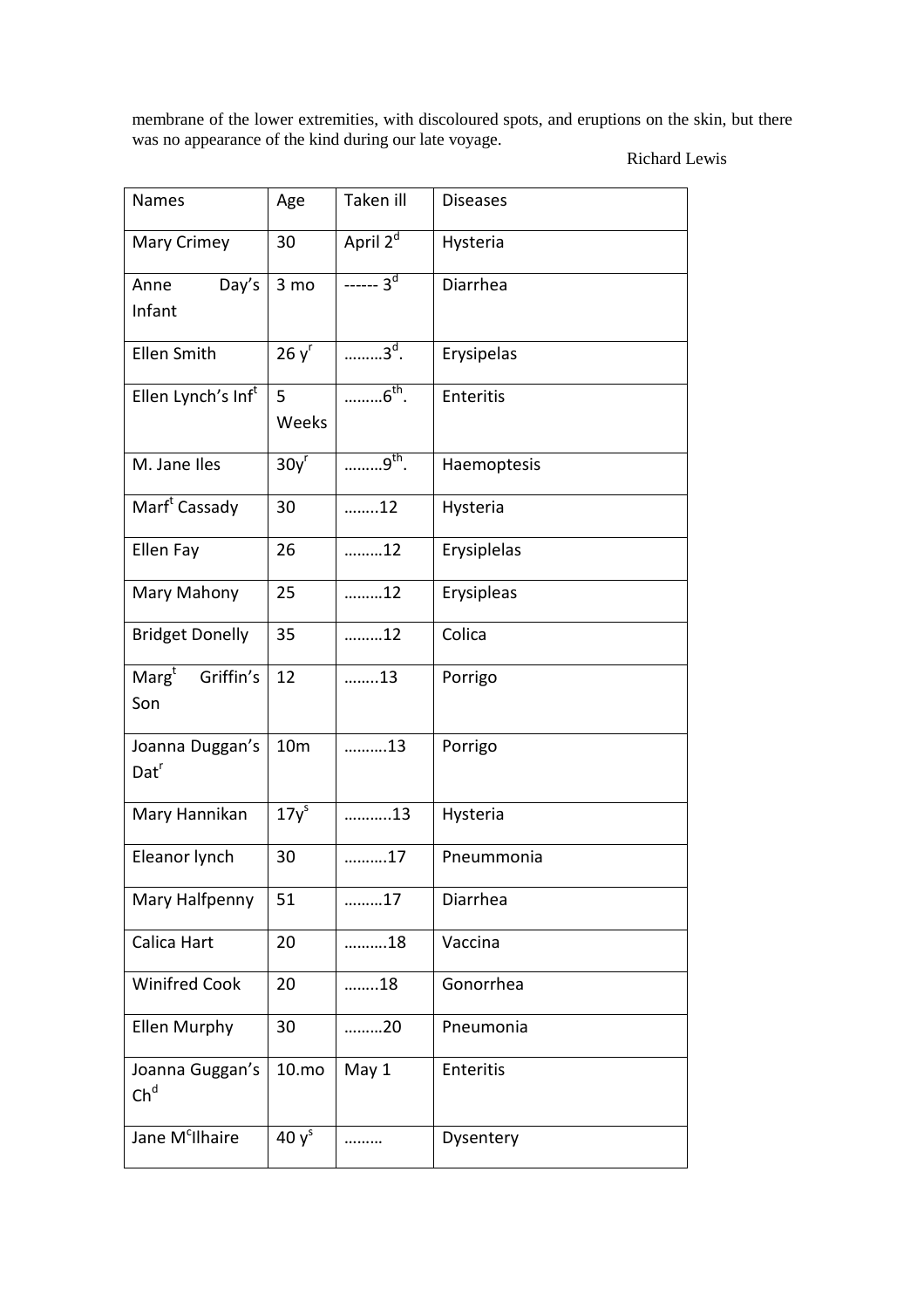membrane of the lower extremities, with discoloured spots, and eruptions on the skin, but there was no appearance of the kind during our late voyage.

Richard Lewis

| Names | Age | Taken ill | Diseases |
|---|---|---|---|
| Mary Crimey | 30 | April 2[d] | Hysteria |
| Anne Day's Infant | 3 mo | ------ 3[d] | Diarrhea |
| Ellen Smith | 26 y[r] | ………3[d]. | Erysipelas |
| Ellen Lynch's Inf[t] | 5 Weeks | ………6[th]. | Enteritis |
| M. Jane Iles | 30y[r] | ………9[th]. | Haemoptesis |
| Marf[t] Cassady | 30 | ……..12 | Hysteria |
| Ellen Fay | 26 | ………12 | Erysiplelas |
| Mary Mahony | 25 | ………12 | Erysipleas |
| Bridget Donelly | 35 | ………12 | Colica |
| Marg[t] Griffin's Son | 12 | ……..13 | Porrigo |
| Joanna Duggan's Dat[r] | 10m | ……….13 | Porrigo |
| Mary Hannikan | 17y[s] | ………..13 | Hysteria |
| Eleanor lynch | 30 | ……….17 | Pneummonia |
| Mary Halfpenny | 51 | ………17 | Diarrhea |
| Calica Hart | 20 | ……….18 | Vaccina |
| Winifred Cook | 20 | ……..18 | Gonorrhea |
| Ellen Murphy | 30 | ………20 | Pneumonia |
| Joanna Guggan's Ch[d] | 10.mo | May 1 | Enteritis |
| Jane M[c]Ilhaire | 40 y[s] | ……… | Dysentery |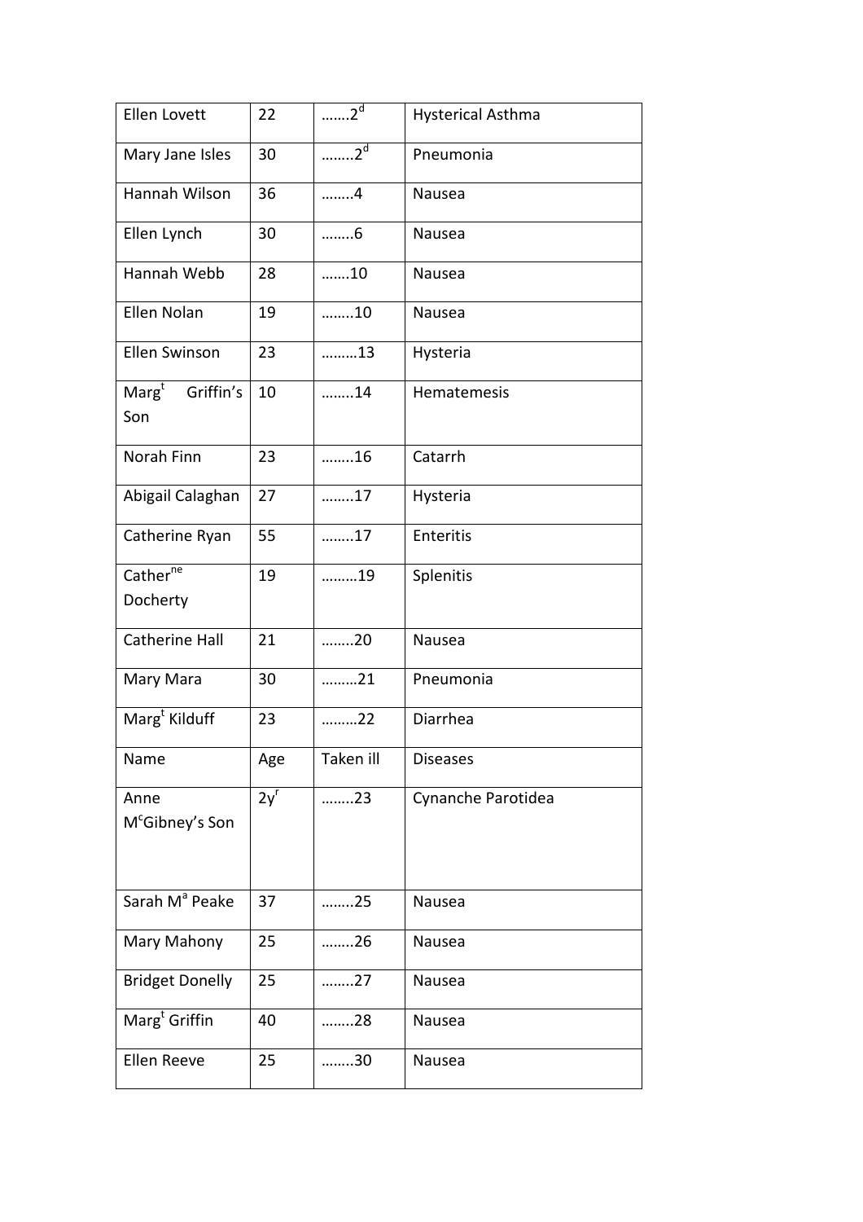| Ellen Lovett | 22 | …….2[d] | Hysterical Asthma |
|---|---|---|---|
| Mary Jane Isles | 30 | ……..2[d] | Pneumonia |
| Hannah Wilson | 36 | ……..4 | Nausea |
| Ellen Lynch | 30 | ……..6 | Nausea |
| Hannah Webb | 28 | …….10 | Nausea |
| Ellen Nolan | 19 | ……..10 | Nausea |
| Ellen Swinson | 23 | ………13 | Hysteria |
| Marg[t] Griffin's Son | 10 | ……..14 | Hematemesis |
| Norah Finn | 23 | ……..16 | Catarrh |
| Abigail Calaghan | 27 | ……..17 | Hysteria |
| Catherine Ryan | 55 | ……..17 | Enteritis |
| Cather[ne] Docherty | 19 | ………19 | Splenitis |
| Catherine Hall | 21 | ……..20 | Nausea |
| Mary Mara | 30 | ………21 | Pneumonia |
| Marg[t] Kilduff | 23 | ………22 | Diarrhea |
| Name | Age | Taken ill | Diseases |
| Anne M[c]Gibney's Son | 2y[r] | ……..23 | Cynanche Parotidea |
| Sarah M[a] Peake | 37 | ……..25 | Nausea |
| Mary Mahony | 25 | ……..26 | Nausea |
| Bridget Donelly | 25 | ……..27 | Nausea |
| Marg[t] Griffin | 40 | ……..28 | Nausea |
| Ellen Reeve | 25 | ……..30 | Nausea |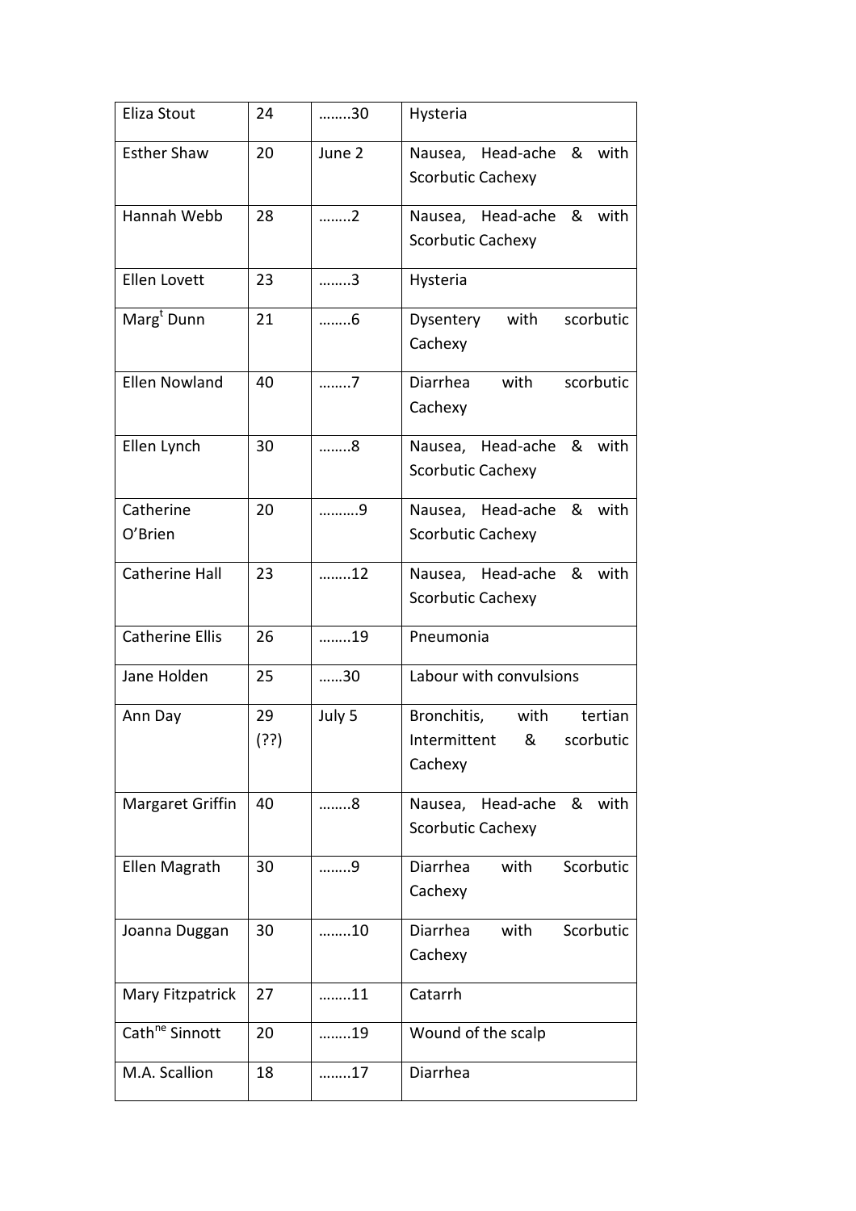| Eliza Stout | 24 | ……..30 | Hysteria |
|---|---|---|---|
| Esther Shaw | 20 | June 2 | Nausea, Head-ache & with Scorbutic Cachexy |
| Hannah Webb | 28 | ……..2 | Nausea, Head-ache & with Scorbutic Cachexy |
| Ellen Lovett | 23 | ……..3 | Hysteria |
| Marg[t] Dunn | 21 | ……..6 | Dysentery with scorbutic Cachexy |
| Ellen Nowland | 40 | ……..7 | Diarrhea with scorbutic Cachexy |
| Ellen Lynch | 30 | ……..8 | Nausea, Head-ache & with Scorbutic Cachexy |
| Catherine O'Brien | 20 | ……….9 | Nausea, Head-ache & with Scorbutic Cachexy |
| Catherine Hall | 23 | ……..12 | Nausea, Head-ache & with Scorbutic Cachexy |
| Catherine Ellis | 26 | ……..19 | Pneumonia |
| Jane Holden | 25 | ……30 | Labour with convulsions |
| Ann Day | 29 (??) | July 5 | Bronchitis, with tertian Intermittent & scorbutic Cachexy |
| Margaret Griffin | 40 | ……..8 | Nausea, Head-ache & with Scorbutic Cachexy |
| Ellen Magrath | 30 | ……..9 | Diarrhea with Scorbutic Cachexy |
| Joanna Duggan | 30 | ……..10 | Diarrhea with Scorbutic Cachexy |
| Mary Fitzpatrick | 27 | ……..11 | Catarrh |
| Cath[ne] Sinnott | 20 | ……..19 | Wound of the scalp |
| M.A. Scallion | 18 | ……..17 | Diarrhea |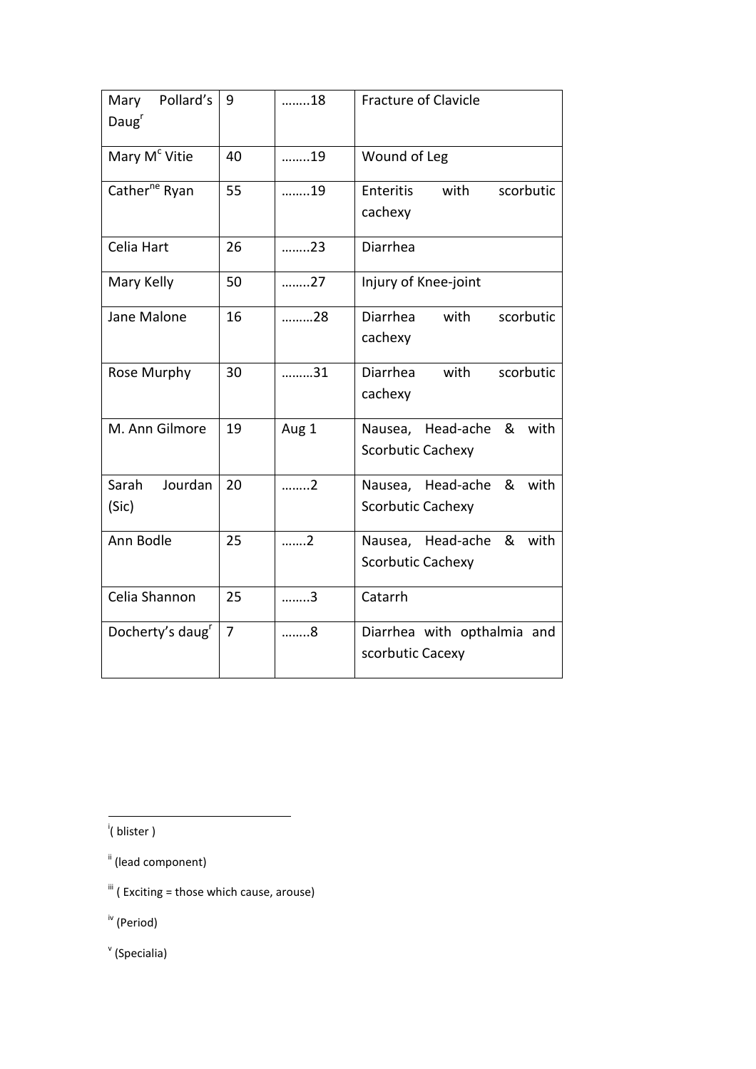| | | | |
|---|---|---|---|
| Mary Pollard's Daug[r] | 9 | ……..18 | Fracture of Clavicle |
| Mary M[c] Vitie | 40 | ……..19 | Wound of Leg |
| Cather[ne] Ryan | 55 | ……..19 | Enteritis with scorbutic cachexy |
| Celia Hart | 26 | ……..23 | Diarrhea |
| Mary Kelly | 50 | ……..27 | Injury of Knee-joint |
| Jane Malone | 16 | ………28 | Diarrhea with scorbutic cachexy |
| Rose Murphy | 30 | ………31 | Diarrhea with scorbutic cachexy |
| M. Ann Gilmore | 19 | Aug 1 | Nausea, Head-ache & with Scorbutic Cachexy |
| Sarah Jourdan (Sic) | 20 | ……..2 | Nausea, Head-ache & with Scorbutic Cachexy |
| Ann Bodle | 25 | …….2 | Nausea, Head-ache & with Scorbutic Cachexy |
| Celia Shannon | 25 | ……..3 | Catarrh |
| Docherty's daug[r] | 7 | ……..8 | Diarrhea with opthalmia and scorbutic Cacexy |

---

[i] ( blister )

[ii] (lead component)

[iii] ( Exciting = those which cause, arouse)

[iv] (Period)

[v] (Specialia)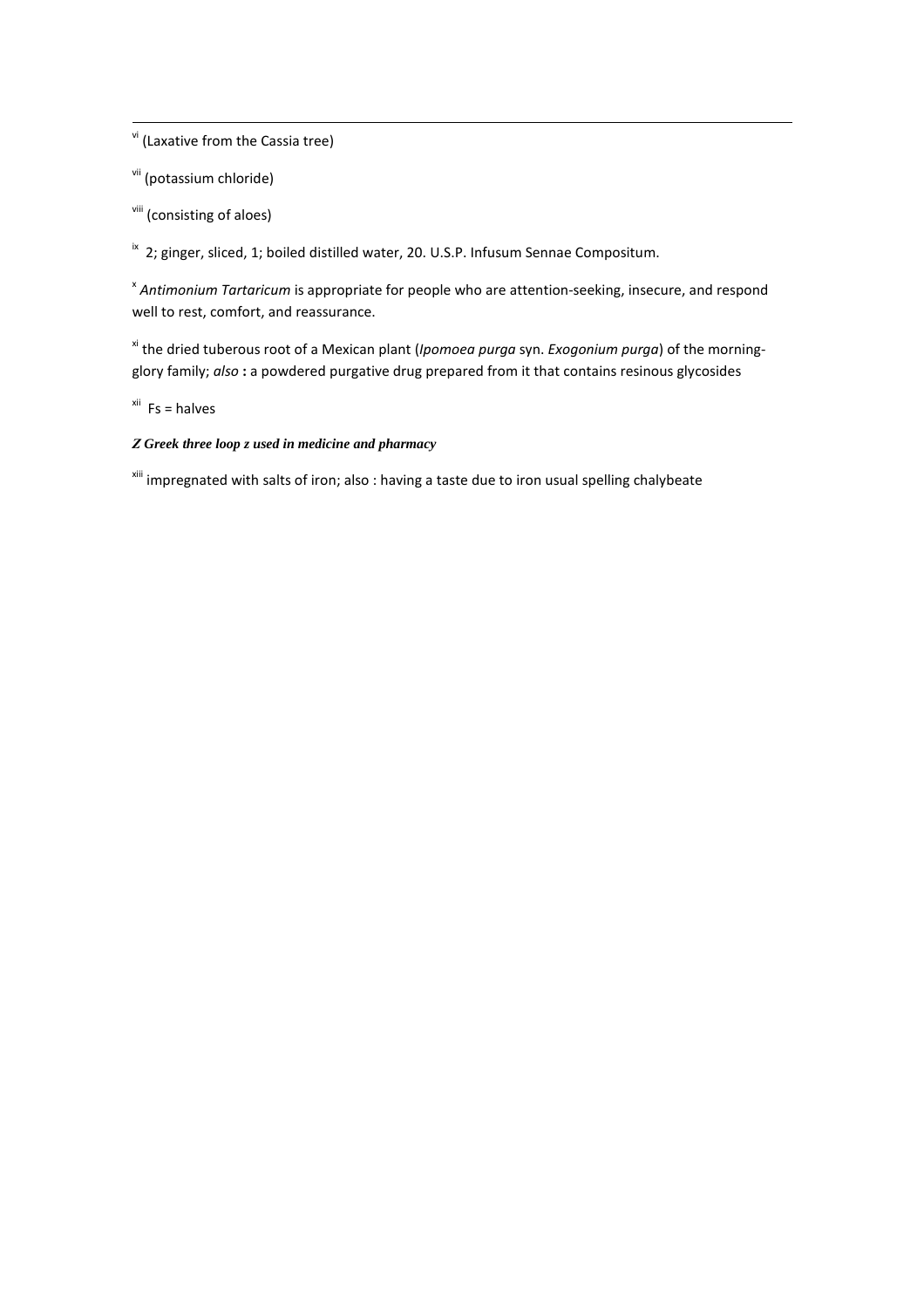[vi] (Laxative from the Cassia tree)

[vii] (potassium chloride)

[viii] (consisting of aloes)

[ix] 2; ginger, sliced, 1; boiled distilled water, 20. U.S.P. Infusum Sennae Compositum.

[x] *Antimonium Tartaricum* is appropriate for people who are attention-seeking, insecure, and respond well to rest, comfort, and reassurance.

[xi] the dried tuberous root of a Mexican plant (*Ipomoea purga* syn. *Exogonium purga*) of the morning-glory family; *also* **:** a powdered purgative drug prepared from it that contains resinous glycosides

[xii] Fs = halves

***Z Greek three loop z used in medicine and pharmacy***

[xiii] impregnated with salts of iron; also : having a taste due to iron usual spelling chalybeate